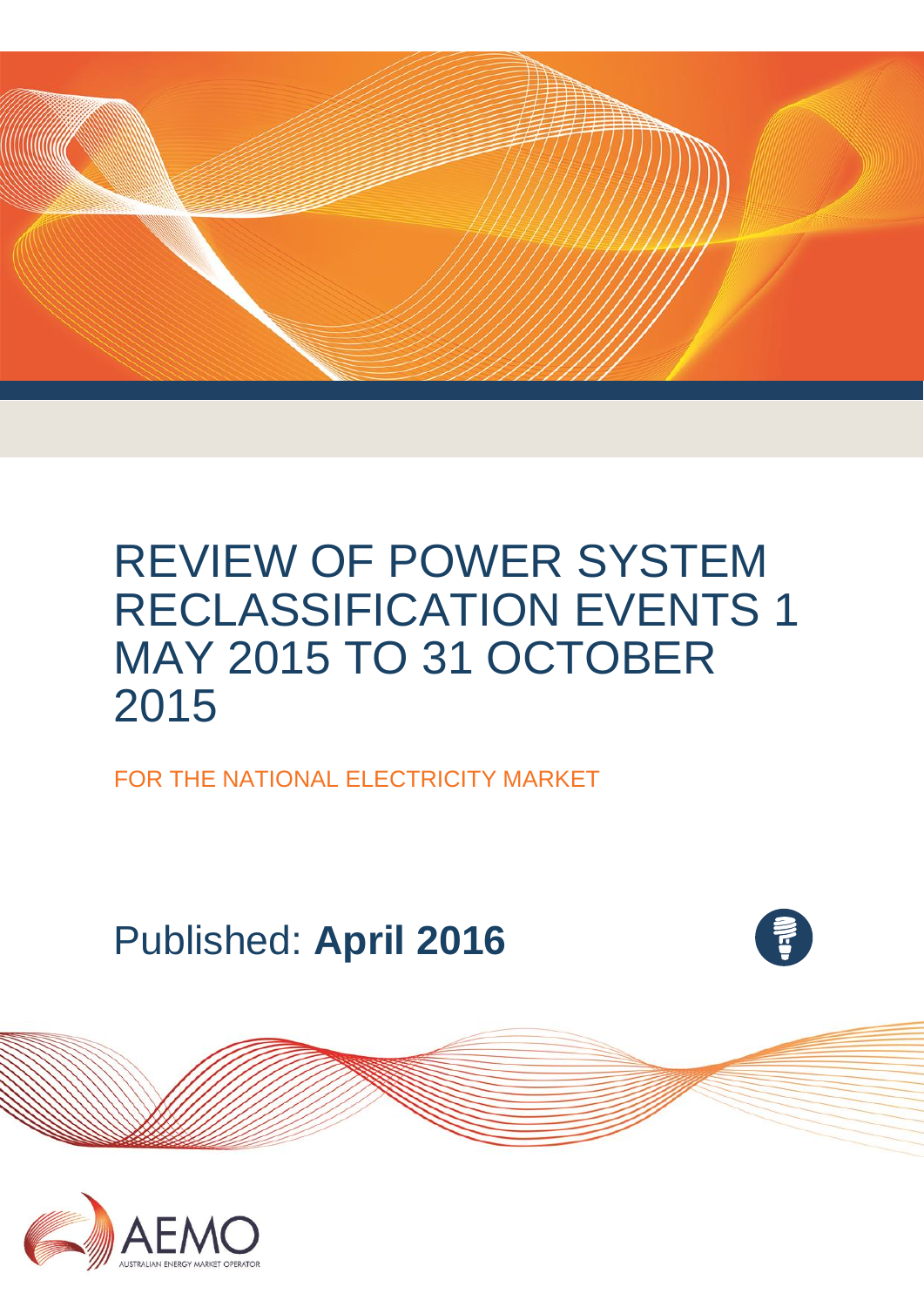# REVIEW OF POWER SYSTEM RECLASSIFICATION EVENTS 1 MAY 2015 TO 31 OCTOBER 2015

FOR THE NATIONAL ELECTRICITY MARKET

Published: **April 2016**

AEMO

AUSTRALIAN ENERGY MARKET OPERATOR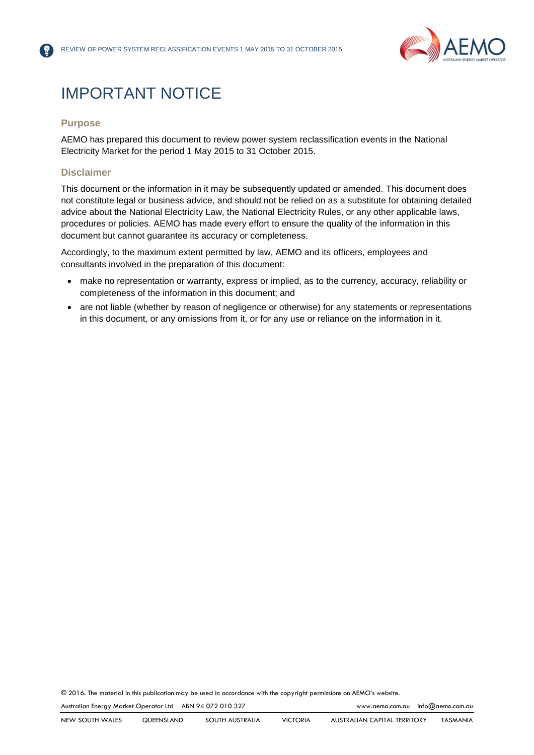# IMPORTANT NOTICE

### Purpose

AEMO has prepared this document to review power system reclassification events in the National Electricity Market for the period 1 May 2015 to 31 October 2015.

### Disclaimer

This document or the information in it may be subsequently updated or amended. This document does not constitute legal or business advice, and should not be relied on as a substitute for obtaining detailed advice about the National Electricity Law, the National Electricity Rules, or any other applicable laws, procedures or policies. AEMO has made every effort to ensure the quality of the information in this document but cannot guarantee its accuracy or completeness.

Accordingly, to the maximum extent permitted by law, AEMO and its officers, employees and consultants involved in the preparation of this document:

- make no representation or warranty, express or implied, as to the currency, accuracy, reliability or completeness of the information in this document; and
- are not liable (whether by reason of negligence or otherwise) for any statements or representations in this document, or any omissions from it, or for any use or reliance on the information in it.

© 2016. The material in this publication may be used in accordance with the copyright permissions on AEMO's website.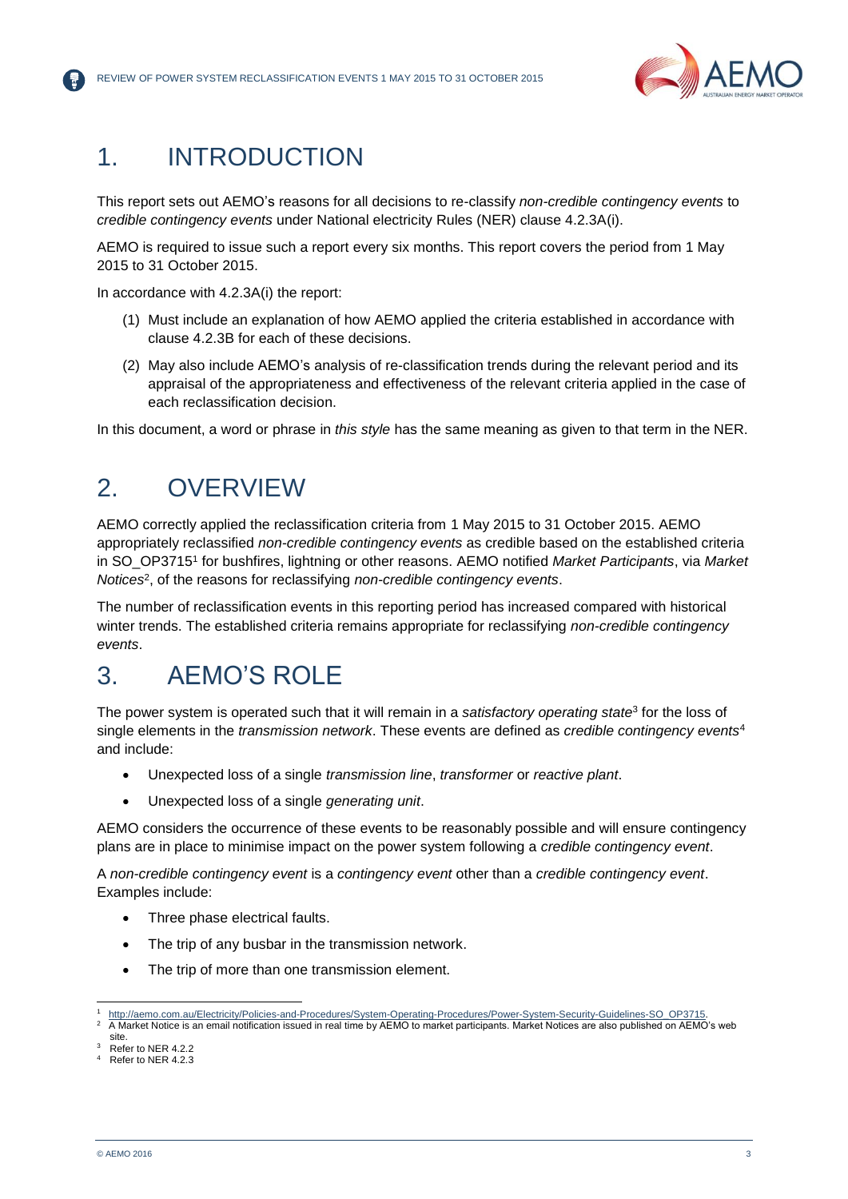# 1. INTRODUCTION

This report sets out AEMO's reasons for all decisions to re-classify *non-credible contingency events* to *credible contingency events* under National electricity Rules (NER) clause 4.2.3A(i).

AEMO is required to issue such a report every six months. This report covers the period from 1 May 2015 to 31 October 2015.

In accordance with 4.2.3A(i) the report:

(1) Must include an explanation of how AEMO applied the criteria established in accordance with clause 4.2.3B for each of these decisions.

(2) May also include AEMO's analysis of re-classification trends during the relevant period and its appraisal of the appropriateness and effectiveness of the relevant criteria applied in the case of each reclassification decision.

In this document, a word or phrase in *this style* has the same meaning as given to that term in the NER.

# 2. OVERVIEW

AEMO correctly applied the reclassification criteria from 1 May 2015 to 31 October 2015. AEMO appropriately reclassified *non-credible contingency events* as credible based on the established criteria in SO_OP3715[1] for bushfires, lightning or other reasons. AEMO notified *Market Participants*, via *Market Notices*[2], of the reasons for reclassifying *non-credible contingency events*.

The number of reclassification events in this reporting period has increased compared with historical winter trends. The established criteria remains appropriate for reclassifying *non-credible contingency events*.

# 3. AEMO'S ROLE

The power system is operated such that it will remain in a *satisfactory operating state*[3] for the loss of single elements in the *transmission network*. These events are defined as *credible contingency events*[4] and include:

- Unexpected loss of a single *transmission line*, *transformer* or *reactive plant*.
- Unexpected loss of a single *generating unit*.

AEMO considers the occurrence of these events to be reasonably possible and will ensure contingency plans are in place to minimise impact on the power system following a *credible contingency event*.

A *non-credible contingency event* is a *contingency event* other than a *credible contingency event*. Examples include:

- Three phase electrical faults.
- The trip of any busbar in the transmission network.
- The trip of more than one transmission element.

---

[1] http://aemo.com.au/Electricity/Policies-and-Procedures/System-Operating-Procedures/Power-System-Security-Guidelines-SO_OP3715.

[2] A Market Notice is an email notification issued in real time by AEMO to market participants. Market Notices are also published on AEMO's web site.

[3] Refer to NER 4.2.2

[4] Refer to NER 4.2.3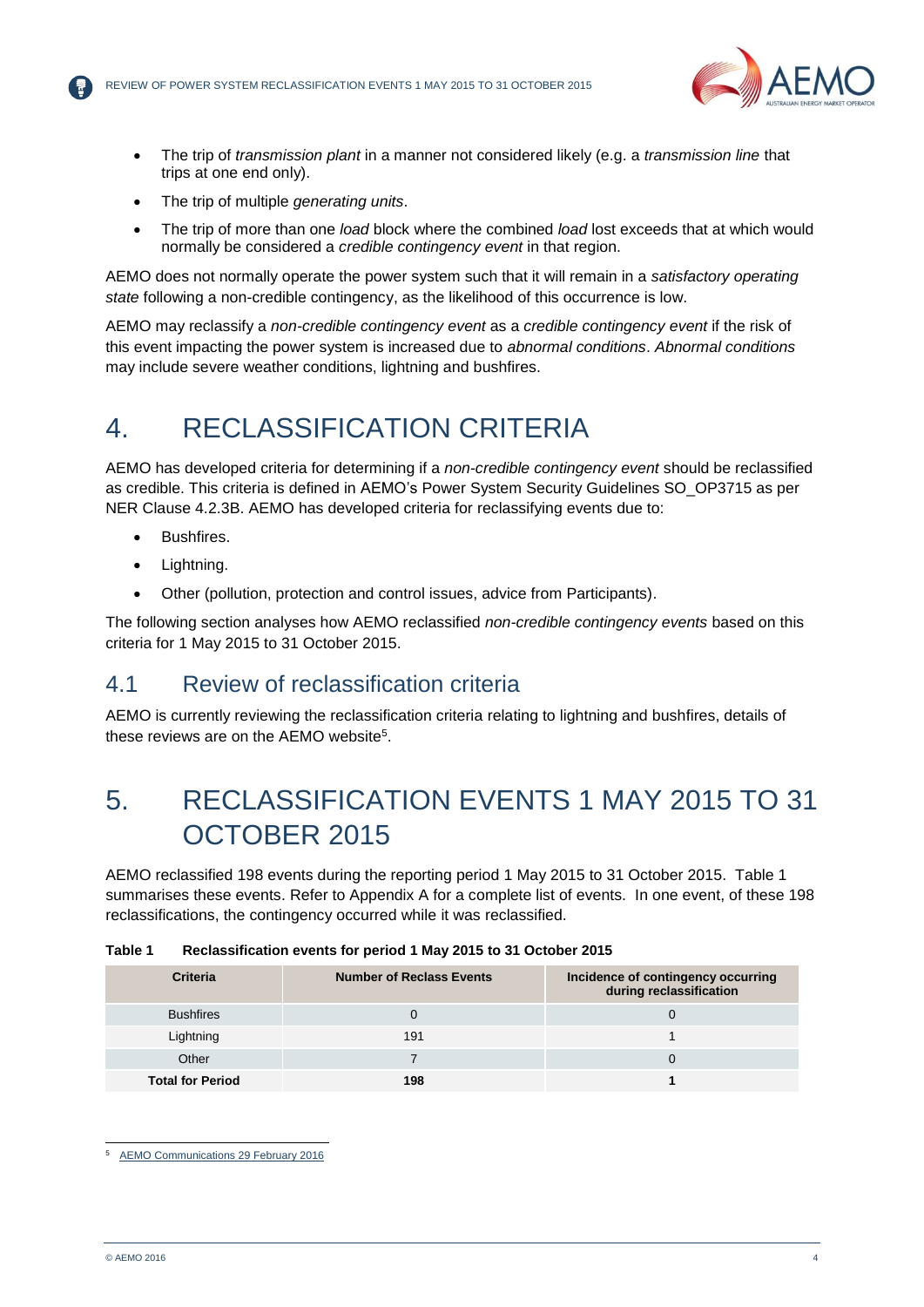- The trip of *transmission plant* in a manner not considered likely (e.g. a *transmission line* that trips at one end only).
- The trip of multiple *generating units*.
- The trip of more than one *load* block where the combined *load* lost exceeds that at which would normally be considered a *credible contingency event* in that region.

AEMO does not normally operate the power system such that it will remain in a *satisfactory operating state* following a non-credible contingency, as the likelihood of this occurrence is low.

AEMO may reclassify a *non-credible contingency event* as a *credible contingency event* if the risk of this event impacting the power system is increased due to *abnormal conditions*. *Abnormal conditions* may include severe weather conditions, lightning and bushfires.

# 4. RECLASSIFICATION CRITERIA

AEMO has developed criteria for determining if a *non-credible contingency event* should be reclassified as credible. This criteria is defined in AEMO's Power System Security Guidelines SO_OP3715 as per NER Clause 4.2.3B. AEMO has developed criteria for reclassifying events due to:

- Bushfires.
- Lightning.
- Other (pollution, protection and control issues, advice from Participants).

The following section analyses how AEMO reclassified *non-credible contingency events* based on this criteria for 1 May 2015 to 31 October 2015.

## 4.1 Review of reclassification criteria

AEMO is currently reviewing the reclassification criteria relating to lightning and bushfires, details of these reviews are on the AEMO website[5].

# 5. RECLASSIFICATION EVENTS 1 MAY 2015 TO 31 OCTOBER 2015

AEMO reclassified 198 events during the reporting period 1 May 2015 to 31 October 2015. Table 1 summarises these events. Refer to Appendix A for a complete list of events. In one event, of these 198 reclassifications, the contingency occurred while it was reclassified.

**Table 1 Reclassification events for period 1 May 2015 to 31 October 2015**

| Criteria | Number of Reclass Events | Incidence of contingency occurring during reclassification |
|---|---|---|
| Bushfires | 0 | 0 |
| Lightning | 191 | 1 |
| Other | 7 | 0 |
| **Total for Period** | **198** | **1** |

[5] AEMO Communications 29 February 2016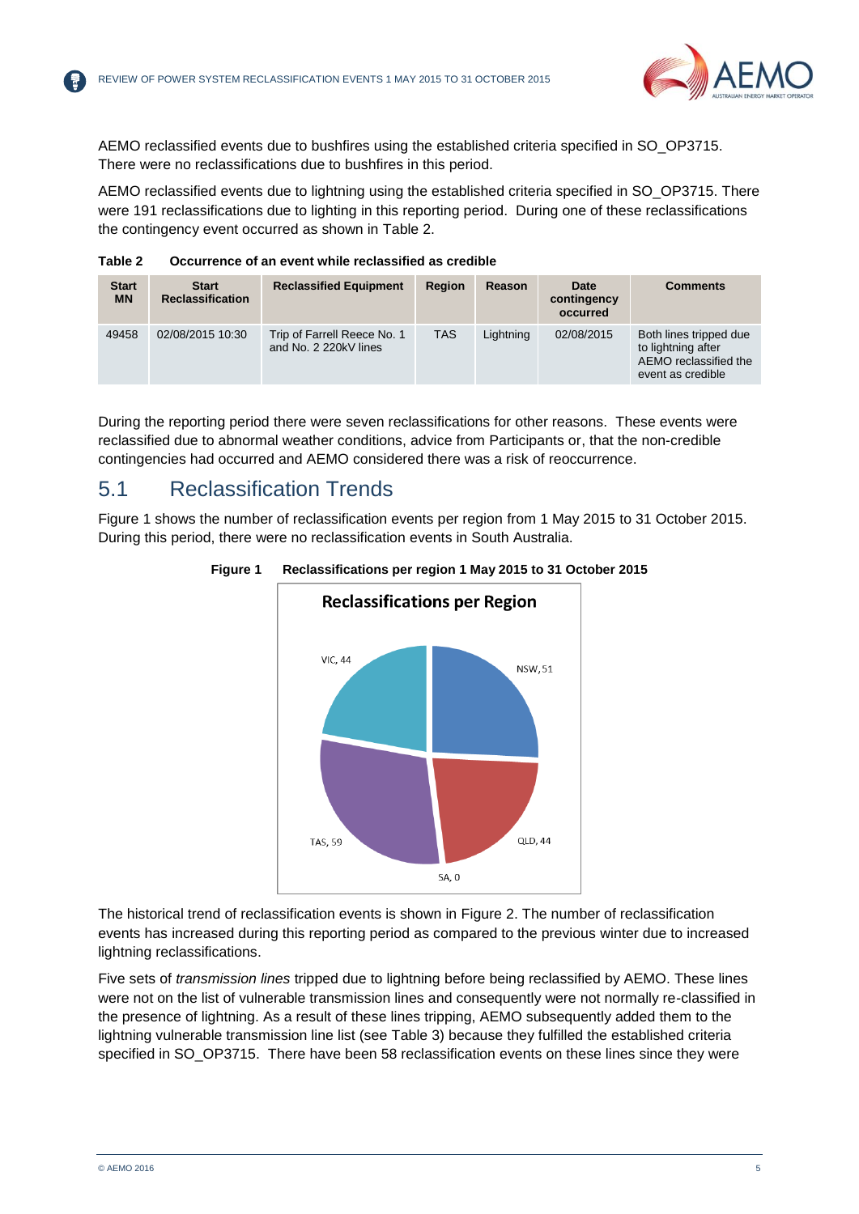AEMO reclassified events due to bushfires using the established criteria specified in SO_OP3715. There were no reclassifications due to bushfires in this period.

AEMO reclassified events due to lightning using the established criteria specified in SO_OP3715. There were 191 reclassifications due to lighting in this reporting period. During one of these reclassifications the contingency event occurred as shown in Table 2.

**Table 2 Occurrence of an event while reclassified as credible**

| Start MN | Start Reclassification | Reclassified Equipment | Region | Reason | Date contingency occurred | Comments |
|---|---|---|---|---|---|---|
| 49458 | 02/08/2015 10:30 | Trip of Farrell Reece No. 1 and No. 2 220kV lines | TAS | Lightning | 02/08/2015 | Both lines tripped due to lightning after AEMO reclassified the event as credible |

During the reporting period there were seven reclassifications for other reasons. These events were reclassified due to abnormal weather conditions, advice from Participants or, that the non-credible contingencies had occurred and AEMO considered there was a risk of reoccurrence.

## 5.1 Reclassification Trends

Figure 1 shows the number of reclassification events per region from 1 May 2015 to 31 October 2015. During this period, there were no reclassification events in South Australia.

**Figure 1 Reclassifications per region 1 May 2015 to 31 October 2015**

Reclassifications per Region

| Region | Reclassifications |
|---|---|
| NSW | 51 |
| QLD | 44 |
| SA | 0 |
| TAS | 59 |
| VIC | 44 |

The historical trend of reclassification events is shown in Figure 2. The number of reclassification events has increased during this reporting period as compared to the previous winter due to increased lightning reclassifications.

Five sets of *transmission lines* tripped due to lightning before being reclassified by AEMO. These lines were not on the list of vulnerable transmission lines and consequently were not normally re-classified in the presence of lightning. As a result of these lines tripping, AEMO subsequently added them to the lightning vulnerable transmission line list (see Table 3) because they fulfilled the established criteria specified in SO_OP3715. There have been 58 reclassification events on these lines since they were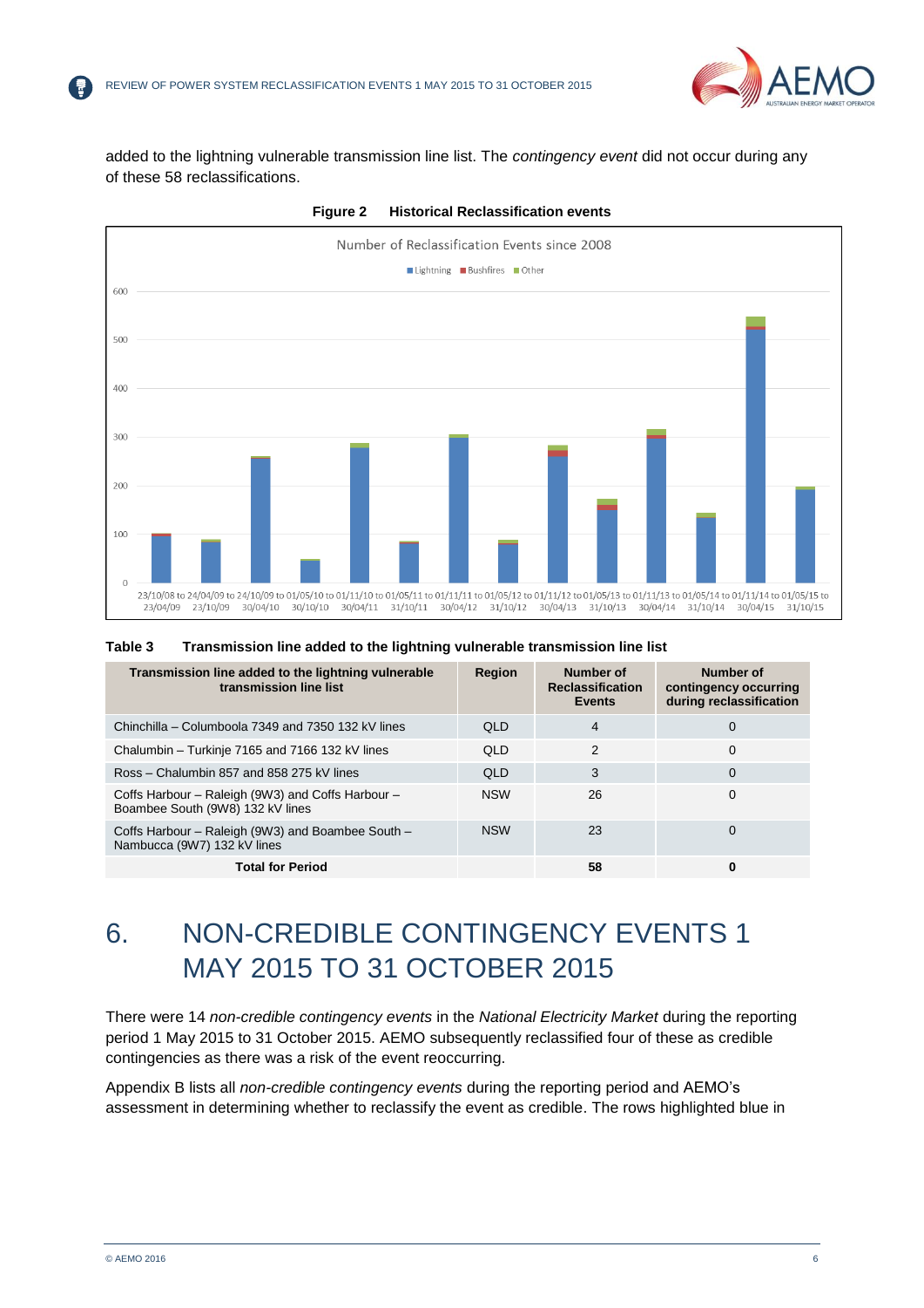added to the lightning vulnerable transmission line list. The *contingency event* did not occur during any of these 58 reclassifications.

**Figure 2 Historical Reclassification events**

**Table 3 Transmission line added to the lightning vulnerable transmission line list**

| Transmission line added to the lightning vulnerable transmission line list | Region | Number of Reclassification Events | Number of contingency occurring during reclassification |
|---|---|---|---|
| Chinchilla – Columboola 7349 and 7350 132 kV lines | QLD | 4 | 0 |
| Chalumbin – Turkinje 7165 and 7166 132 kV lines | QLD | 2 | 0 |
| Ross – Chalumbin 857 and 858 275 kV lines | QLD | 3 | 0 |
| Coffs Harbour – Raleigh (9W3) and Coffs Harbour – Boambee South (9W8) 132 kV lines | NSW | 26 | 0 |
| Coffs Harbour – Raleigh (9W3) and Boambee South – Nambucca (9W7) 132 kV lines | NSW | 23 | 0 |
| **Total for Period** | | **58** | **0** |

# 6. NON-CREDIBLE CONTINGENCY EVENTS 1 MAY 2015 TO 31 OCTOBER 2015

There were 14 *non-credible contingency events* in the *National Electricity Market* during the reporting period 1 May 2015 to 31 October 2015. AEMO subsequently reclassified four of these as credible contingencies as there was a risk of the event reoccurring.

Appendix B lists all *non-credible contingency events* during the reporting period and AEMO's assessment in determining whether to reclassify the event as credible. The rows highlighted blue in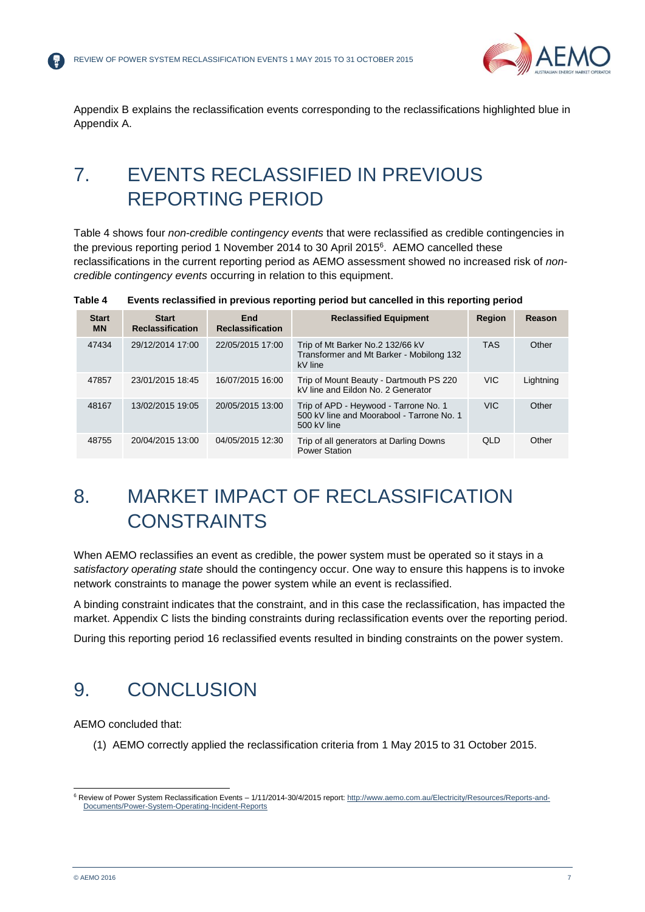Appendix B explains the reclassification events corresponding to the reclassifications highlighted blue in Appendix A.

# 7. EVENTS RECLASSIFIED IN PREVIOUS REPORTING PERIOD

Table 4 shows four *non-credible contingency events* that were reclassified as credible contingencies in the previous reporting period 1 November 2014 to 30 April 2015[6]. AEMO cancelled these reclassifications in the current reporting period as AEMO assessment showed no increased risk of *non-credible contingency events* occurring in relation to this equipment.

**Table 4 Events reclassified in previous reporting period but cancelled in this reporting period**

| Start MN | Start Reclassification | End Reclassification | Reclassified Equipment | Region | Reason |
|---|---|---|---|---|---|
| 47434 | 29/12/2014 17:00 | 22/05/2015 17:00 | Trip of Mt Barker No.2 132/66 kV Transformer and Mt Barker - Mobilong 132 kV line | TAS | Other |
| 47857 | 23/01/2015 18:45 | 16/07/2015 16:00 | Trip of Mount Beauty - Dartmouth PS 220 kV line and Eildon No. 2 Generator | VIC | Lightning |
| 48167 | 13/02/2015 19:05 | 20/05/2015 13:00 | Trip of APD - Heywood - Tarrone No. 1 500 kV line and Moorabool - Tarrone No. 1 500 kV line | VIC | Other |
| 48755 | 20/04/2015 13:00 | 04/05/2015 12:30 | Trip of all generators at Darling Downs Power Station | QLD | Other |

# 8. MARKET IMPACT OF RECLASSIFICATION CONSTRAINTS

When AEMO reclassifies an event as credible, the power system must be operated so it stays in a *satisfactory operating state* should the contingency occur. One way to ensure this happens is to invoke network constraints to manage the power system while an event is reclassified.

A binding constraint indicates that the constraint, and in this case the reclassification, has impacted the market. Appendix C lists the binding constraints during reclassification events over the reporting period.

During this reporting period 16 reclassified events resulted in binding constraints on the power system.

# 9. CONCLUSION

AEMO concluded that:

(1) AEMO correctly applied the reclassification criteria from 1 May 2015 to 31 October 2015.

[6] Review of Power System Reclassification Events – 1/11/2014-30/4/2015 report: http://www.aemo.com.au/Electricity/Resources/Reports-and-Documents/Power-System-Operating-Incident-Reports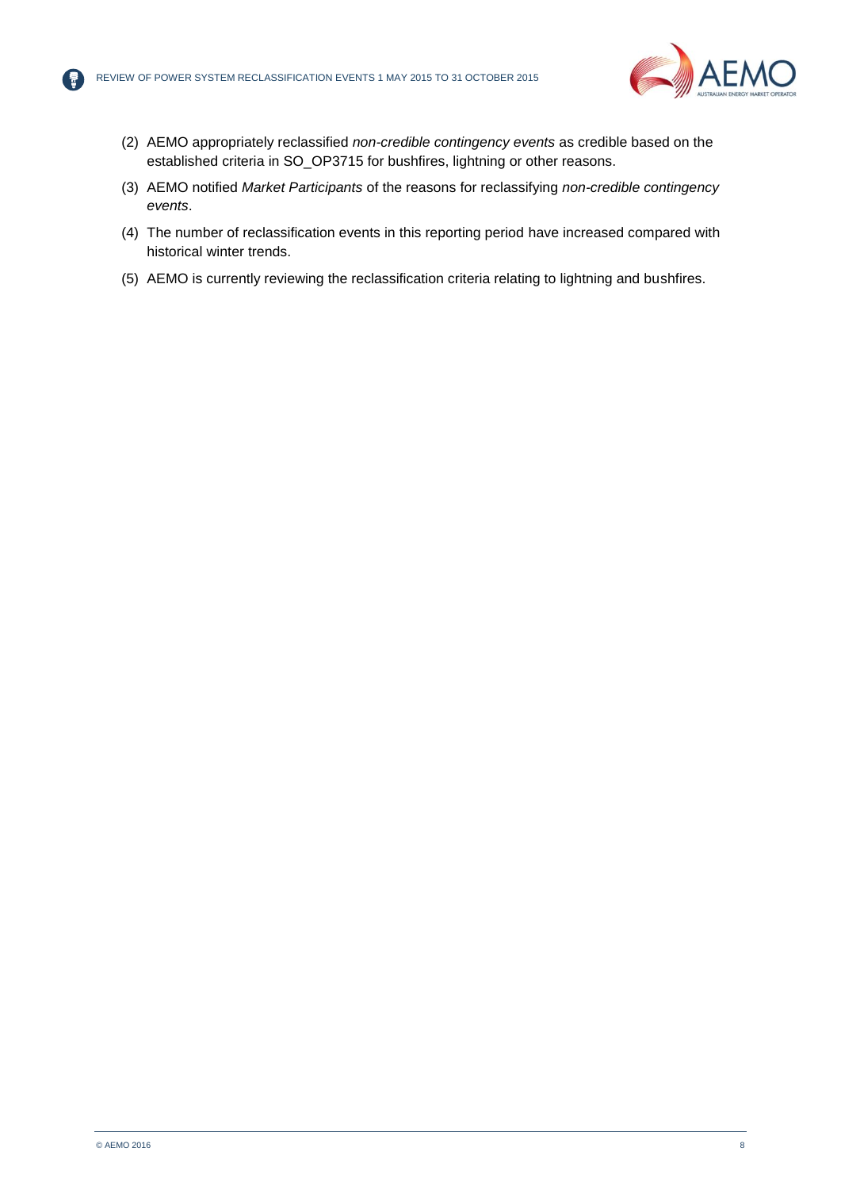(2) AEMO appropriately reclassified *non-credible contingency events* as credible based on the established criteria in SO_OP3715 for bushfires, lightning or other reasons.

(3) AEMO notified *Market Participants* of the reasons for reclassifying *non-credible contingency events*.

(4) The number of reclassification events in this reporting period have increased compared with historical winter trends.

(5) AEMO is currently reviewing the reclassification criteria relating to lightning and bushfires.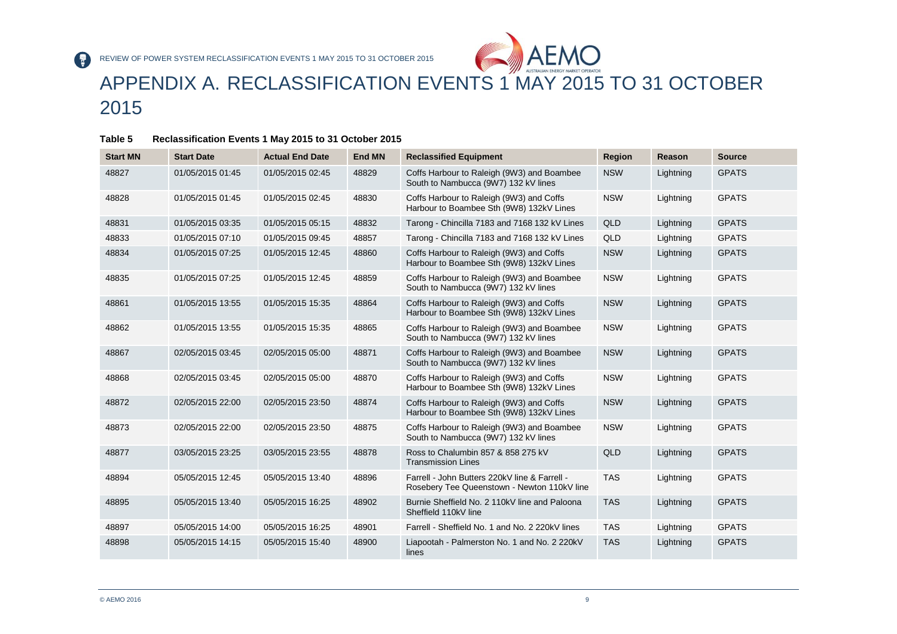# APPENDIX A. RECLASSIFICATION EVENTS 1 MAY 2015 TO 31 OCTOBER 2015

**Table 5 Reclassification Events 1 May 2015 to 31 October 2015**

| Start MN | Start Date | Actual End Date | End MN | Reclassified Equipment | Region | Reason | Source |
|---|---|---|---|---|---|---|---|
| 48827 | 01/05/2015 01:45 | 01/05/2015 02:45 | 48829 | Coffs Harbour to Raleigh (9W3) and Boambee South to Nambucca (9W7) 132 kV lines | NSW | Lightning | GPATS |
| 48828 | 01/05/2015 01:45 | 01/05/2015 02:45 | 48830 | Coffs Harbour to Raleigh (9W3) and Coffs Harbour to Boambee Sth (9W8) 132kV Lines | NSW | Lightning | GPATS |
| 48831 | 01/05/2015 03:35 | 01/05/2015 05:15 | 48832 | Tarong - Chincilla 7183 and 7168 132 kV Lines | QLD | Lightning | GPATS |
| 48833 | 01/05/2015 07:10 | 01/05/2015 09:45 | 48857 | Tarong - Chincilla 7183 and 7168 132 kV Lines | QLD | Lightning | GPATS |
| 48834 | 01/05/2015 07:25 | 01/05/2015 12:45 | 48860 | Coffs Harbour to Raleigh (9W3) and Coffs Harbour to Boambee Sth (9W8) 132kV Lines | NSW | Lightning | GPATS |
| 48835 | 01/05/2015 07:25 | 01/05/2015 12:45 | 48859 | Coffs Harbour to Raleigh (9W3) and Boambee South to Nambucca (9W7) 132 kV lines | NSW | Lightning | GPATS |
| 48861 | 01/05/2015 13:55 | 01/05/2015 15:35 | 48864 | Coffs Harbour to Raleigh (9W3) and Coffs Harbour to Boambee Sth (9W8) 132kV Lines | NSW | Lightning | GPATS |
| 48862 | 01/05/2015 13:55 | 01/05/2015 15:35 | 48865 | Coffs Harbour to Raleigh (9W3) and Boambee South to Nambucca (9W7) 132 kV lines | NSW | Lightning | GPATS |
| 48867 | 02/05/2015 03:45 | 02/05/2015 05:00 | 48871 | Coffs Harbour to Raleigh (9W3) and Boambee South to Nambucca (9W7) 132 kV lines | NSW | Lightning | GPATS |
| 48868 | 02/05/2015 03:45 | 02/05/2015 05:00 | 48870 | Coffs Harbour to Raleigh (9W3) and Coffs Harbour to Boambee Sth (9W8) 132kV Lines | NSW | Lightning | GPATS |
| 48872 | 02/05/2015 22:00 | 02/05/2015 23:50 | 48874 | Coffs Harbour to Raleigh (9W3) and Coffs Harbour to Boambee Sth (9W8) 132kV Lines | NSW | Lightning | GPATS |
| 48873 | 02/05/2015 22:00 | 02/05/2015 23:50 | 48875 | Coffs Harbour to Raleigh (9W3) and Boambee South to Nambucca (9W7) 132 kV lines | NSW | Lightning | GPATS |
| 48877 | 03/05/2015 23:25 | 03/05/2015 23:55 | 48878 | Ross to Chalumbin 857 & 858 275 kV Transmission Lines | QLD | Lightning | GPATS |
| 48894 | 05/05/2015 12:45 | 05/05/2015 13:40 | 48896 | Farrell - John Butters 220kV line & Farrell - Rosebery Tee Queenstown - Newton 110kV line | TAS | Lightning | GPATS |
| 48895 | 05/05/2015 13:40 | 05/05/2015 16:25 | 48902 | Burnie Sheffield No. 2 110kV line and Paloona Sheffield 110kV line | TAS | Lightning | GPATS |
| 48897 | 05/05/2015 14:00 | 05/05/2015 16:25 | 48901 | Farrell - Sheffield No. 1 and No. 2 220kV lines | TAS | Lightning | GPATS |
| 48898 | 05/05/2015 14:15 | 05/05/2015 15:40 | 48900 | Liapootah - Palmerston No. 1 and No. 2 220kV lines | TAS | Lightning | GPATS |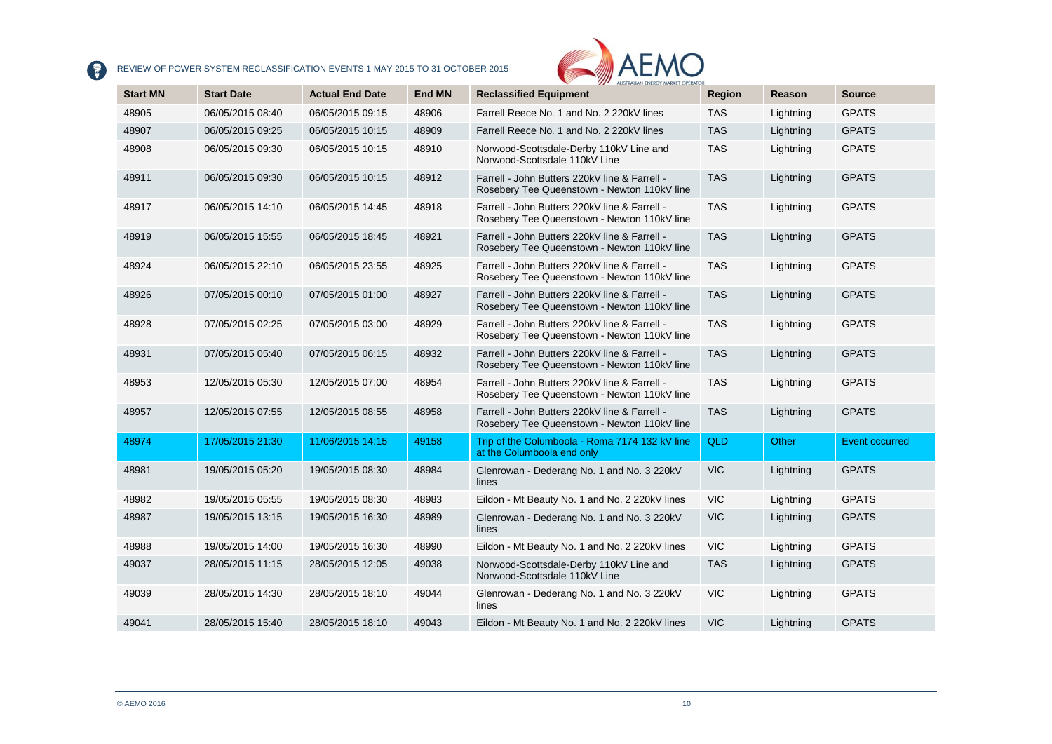| Start MN | Start Date | Actual End Date | End MN | Reclassified Equipment | Region | Reason | Source |
|---|---|---|---|---|---|---|---|
| 48905 | 06/05/2015 08:40 | 06/05/2015 09:15 | 48906 | Farrell Reece No. 1 and No. 2 220kV lines | TAS | Lightning | GPATS |
| 48907 | 06/05/2015 09:25 | 06/05/2015 10:15 | 48909 | Farrell Reece No. 1 and No. 2 220kV lines | TAS | Lightning | GPATS |
| 48908 | 06/05/2015 09:30 | 06/05/2015 10:15 | 48910 | Norwood-Scottsdale-Derby 110kV Line and Norwood-Scottsdale 110kV Line | TAS | Lightning | GPATS |
| 48911 | 06/05/2015 09:30 | 06/05/2015 10:15 | 48912 | Farrell - John Butters 220kV line & Farrell - Rosebery Tee Queenstown - Newton 110kV line | TAS | Lightning | GPATS |
| 48917 | 06/05/2015 14:10 | 06/05/2015 14:45 | 48918 | Farrell - John Butters 220kV line & Farrell - Rosebery Tee Queenstown - Newton 110kV line | TAS | Lightning | GPATS |
| 48919 | 06/05/2015 15:55 | 06/05/2015 18:45 | 48921 | Farrell - John Butters 220kV line & Farrell - Rosebery Tee Queenstown - Newton 110kV line | TAS | Lightning | GPATS |
| 48924 | 06/05/2015 22:10 | 06/05/2015 23:55 | 48925 | Farrell - John Butters 220kV line & Farrell - Rosebery Tee Queenstown - Newton 110kV line | TAS | Lightning | GPATS |
| 48926 | 07/05/2015 00:10 | 07/05/2015 01:00 | 48927 | Farrell - John Butters 220kV line & Farrell - Rosebery Tee Queenstown - Newton 110kV line | TAS | Lightning | GPATS |
| 48928 | 07/05/2015 02:25 | 07/05/2015 03:00 | 48929 | Farrell - John Butters 220kV line & Farrell - Rosebery Tee Queenstown - Newton 110kV line | TAS | Lightning | GPATS |
| 48931 | 07/05/2015 05:40 | 07/05/2015 06:15 | 48932 | Farrell - John Butters 220kV line & Farrell - Rosebery Tee Queenstown - Newton 110kV line | TAS | Lightning | GPATS |
| 48953 | 12/05/2015 05:30 | 12/05/2015 07:00 | 48954 | Farrell - John Butters 220kV line & Farrell - Rosebery Tee Queenstown - Newton 110kV line | TAS | Lightning | GPATS |
| 48957 | 12/05/2015 07:55 | 12/05/2015 08:55 | 48958 | Farrell - John Butters 220kV line & Farrell - Rosebery Tee Queenstown - Newton 110kV line | TAS | Lightning | GPATS |
| 48974 | 17/05/2015 21:30 | 11/06/2015 14:15 | 49158 | Trip of the Columboola - Roma 7174 132 kV line at the Columboola end only | QLD | Other | Event occurred |
| 48981 | 19/05/2015 05:20 | 19/05/2015 08:30 | 48984 | Glenrowan - Dederang No. 1 and No. 3 220kV lines | VIC | Lightning | GPATS |
| 48982 | 19/05/2015 05:55 | 19/05/2015 08:30 | 48983 | Eildon - Mt Beauty No. 1 and No. 2 220kV lines | VIC | Lightning | GPATS |
| 48987 | 19/05/2015 13:15 | 19/05/2015 16:30 | 48989 | Glenrowan - Dederang No. 1 and No. 3 220kV lines | VIC | Lightning | GPATS |
| 48988 | 19/05/2015 14:00 | 19/05/2015 16:30 | 48990 | Eildon - Mt Beauty No. 1 and No. 2 220kV lines | VIC | Lightning | GPATS |
| 49037 | 28/05/2015 11:15 | 28/05/2015 12:05 | 49038 | Norwood-Scottsdale-Derby 110kV Line and Norwood-Scottsdale 110kV Line | TAS | Lightning | GPATS |
| 49039 | 28/05/2015 14:30 | 28/05/2015 18:10 | 49044 | Glenrowan - Dederang No. 1 and No. 3 220kV lines | VIC | Lightning | GPATS |
| 49041 | 28/05/2015 15:40 | 28/05/2015 18:10 | 49043 | Eildon - Mt Beauty No. 1 and No. 2 220kV lines | VIC | Lightning | GPATS |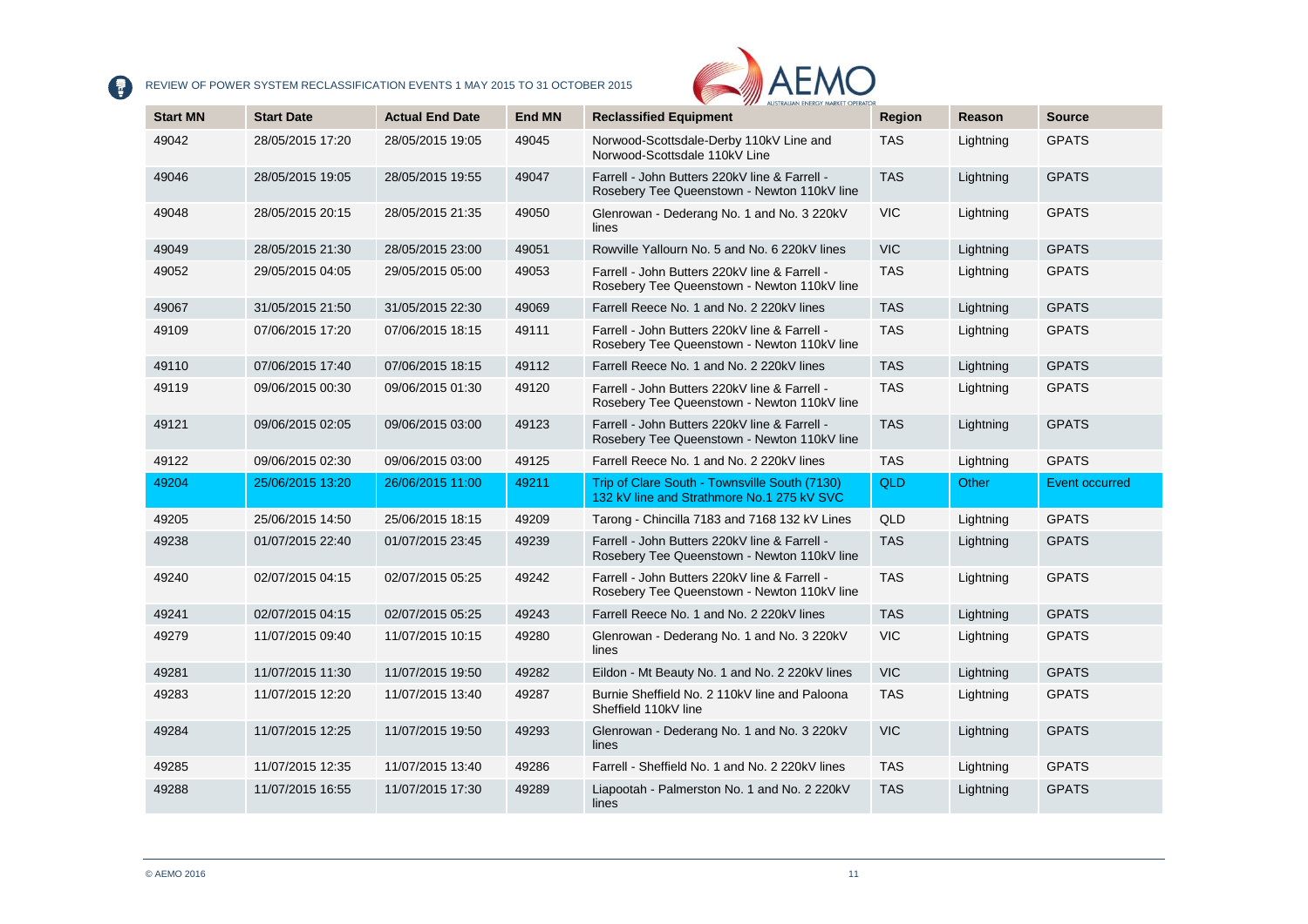| Start MN | Start Date | Actual End Date | End MN | Reclassified Equipment | Region | Reason | Source |
|---|---|---|---|---|---|---|---|
| 49042 | 28/05/2015 17:20 | 28/05/2015 19:05 | 49045 | Norwood-Scottsdale-Derby 110kV Line and Norwood-Scottsdale 110kV Line | TAS | Lightning | GPATS |
| 49046 | 28/05/2015 19:05 | 28/05/2015 19:55 | 49047 | Farrell - John Butters 220kV line & Farrell - Rosebery Tee Queenstown - Newton 110kV line | TAS | Lightning | GPATS |
| 49048 | 28/05/2015 20:15 | 28/05/2015 21:35 | 49050 | Glenrowan - Dederang No. 1 and No. 3 220kV lines | VIC | Lightning | GPATS |
| 49049 | 28/05/2015 21:30 | 28/05/2015 23:00 | 49051 | Rowville Yallourn No. 5 and No. 6 220kV lines | VIC | Lightning | GPATS |
| 49052 | 29/05/2015 04:05 | 29/05/2015 05:00 | 49053 | Farrell - John Butters 220kV line & Farrell - Rosebery Tee Queenstown - Newton 110kV line | TAS | Lightning | GPATS |
| 49067 | 31/05/2015 21:50 | 31/05/2015 22:30 | 49069 | Farrell Reece No. 1 and No. 2 220kV lines | TAS | Lightning | GPATS |
| 49109 | 07/06/2015 17:20 | 07/06/2015 18:15 | 49111 | Farrell - John Butters 220kV line & Farrell - Rosebery Tee Queenstown - Newton 110kV line | TAS | Lightning | GPATS |
| 49110 | 07/06/2015 17:40 | 07/06/2015 18:15 | 49112 | Farrell Reece No. 1 and No. 2 220kV lines | TAS | Lightning | GPATS |
| 49119 | 09/06/2015 00:30 | 09/06/2015 01:30 | 49120 | Farrell - John Butters 220kV line & Farrell - Rosebery Tee Queenstown - Newton 110kV line | TAS | Lightning | GPATS |
| 49121 | 09/06/2015 02:05 | 09/06/2015 03:00 | 49123 | Farrell - John Butters 220kV line & Farrell - Rosebery Tee Queenstown - Newton 110kV line | TAS | Lightning | GPATS |
| 49122 | 09/06/2015 02:30 | 09/06/2015 03:00 | 49125 | Farrell Reece No. 1 and No. 2 220kV lines | TAS | Lightning | GPATS |
| 49204 | 25/06/2015 13:20 | 26/06/2015 11:00 | 49211 | Trip of Clare South - Townsville South (7130) 132 kV line and Strathmore No.1 275 kV SVC | QLD | Other | Event occurred |
| 49205 | 25/06/2015 14:50 | 25/06/2015 18:15 | 49209 | Tarong - Chincilla 7183 and 7168 132 kV Lines | QLD | Lightning | GPATS |
| 49238 | 01/07/2015 22:40 | 01/07/2015 23:45 | 49239 | Farrell - John Butters 220kV line & Farrell - Rosebery Tee Queenstown - Newton 110kV line | TAS | Lightning | GPATS |
| 49240 | 02/07/2015 04:15 | 02/07/2015 05:25 | 49242 | Farrell - John Butters 220kV line & Farrell - Rosebery Tee Queenstown - Newton 110kV line | TAS | Lightning | GPATS |
| 49241 | 02/07/2015 04:15 | 02/07/2015 05:25 | 49243 | Farrell Reece No. 1 and No. 2 220kV lines | TAS | Lightning | GPATS |
| 49279 | 11/07/2015 09:40 | 11/07/2015 10:15 | 49280 | Glenrowan - Dederang No. 1 and No. 3 220kV lines | VIC | Lightning | GPATS |
| 49281 | 11/07/2015 11:30 | 11/07/2015 19:50 | 49282 | Eildon - Mt Beauty No. 1 and No. 2 220kV lines | VIC | Lightning | GPATS |
| 49283 | 11/07/2015 12:20 | 11/07/2015 13:40 | 49287 | Burnie Sheffield No. 2 110kV line and Paloona Sheffield 110kV line | TAS | Lightning | GPATS |
| 49284 | 11/07/2015 12:25 | 11/07/2015 19:50 | 49293 | Glenrowan - Dederang No. 1 and No. 3 220kV lines | VIC | Lightning | GPATS |
| 49285 | 11/07/2015 12:35 | 11/07/2015 13:40 | 49286 | Farrell - Sheffield No. 1 and No. 2 220kV lines | TAS | Lightning | GPATS |
| 49288 | 11/07/2015 16:55 | 11/07/2015 17:30 | 49289 | Liapootah - Palmerston No. 1 and No. 2 220kV lines | TAS | Lightning | GPATS |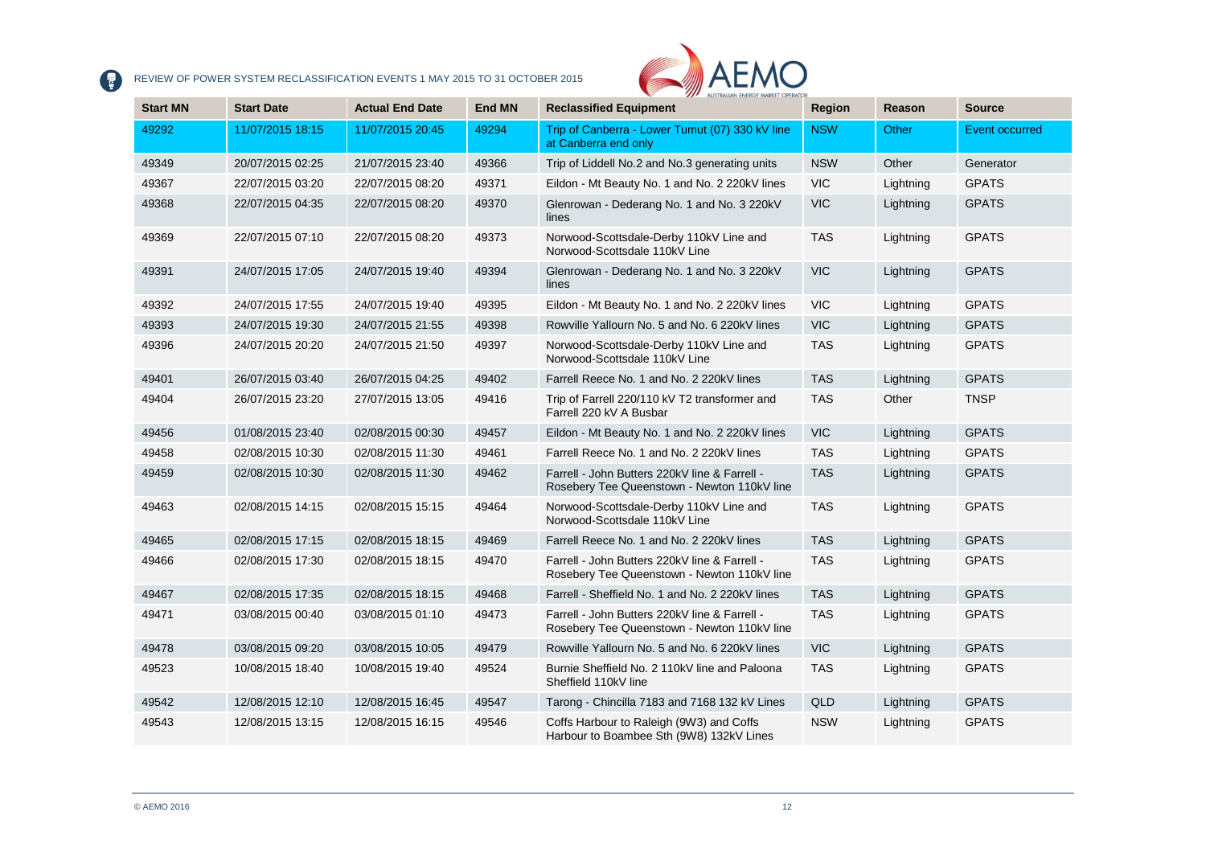| Start MN | Start Date | Actual End Date | End MN | Reclassified Equipment | Region | Reason | Source |
|---|---|---|---|---|---|---|---|
| 49292 | 11/07/2015 18:15 | 11/07/2015 20:45 | 49294 | Trip of Canberra - Lower Tumut (07) 330 kV line at Canberra end only | NSW | Other | Event occurred |
| 49349 | 20/07/2015 02:25 | 21/07/2015 23:40 | 49366 | Trip of Liddell No.2 and No.3 generating units | NSW | Other | Generator |
| 49367 | 22/07/2015 03:20 | 22/07/2015 08:20 | 49371 | Eildon - Mt Beauty No. 1 and No. 2 220kV lines | VIC | Lightning | GPATS |
| 49368 | 22/07/2015 04:35 | 22/07/2015 08:20 | 49370 | Glenrowan - Dederang No. 1 and No. 3 220kV lines | VIC | Lightning | GPATS |
| 49369 | 22/07/2015 07:10 | 22/07/2015 08:20 | 49373 | Norwood-Scottsdale-Derby 110kV Line and Norwood-Scottsdale 110kV Line | TAS | Lightning | GPATS |
| 49391 | 24/07/2015 17:05 | 24/07/2015 19:40 | 49394 | Glenrowan - Dederang No. 1 and No. 3 220kV lines | VIC | Lightning | GPATS |
| 49392 | 24/07/2015 17:55 | 24/07/2015 19:40 | 49395 | Eildon - Mt Beauty No. 1 and No. 2 220kV lines | VIC | Lightning | GPATS |
| 49393 | 24/07/2015 19:30 | 24/07/2015 21:55 | 49398 | Rowville Yallourn No. 5 and No. 6 220kV lines | VIC | Lightning | GPATS |
| 49396 | 24/07/2015 20:20 | 24/07/2015 21:50 | 49397 | Norwood-Scottsdale-Derby 110kV Line and Norwood-Scottsdale 110kV Line | TAS | Lightning | GPATS |
| 49401 | 26/07/2015 03:40 | 26/07/2015 04:25 | 49402 | Farrell Reece No. 1 and No. 2 220kV lines | TAS | Lightning | GPATS |
| 49404 | 26/07/2015 23:20 | 27/07/2015 13:05 | 49416 | Trip of Farrell 220/110 kV T2 transformer and Farrell 220 kV A Busbar | TAS | Other | TNSP |
| 49456 | 01/08/2015 23:40 | 02/08/2015 00:30 | 49457 | Eildon - Mt Beauty No. 1 and No. 2 220kV lines | VIC | Lightning | GPATS |
| 49458 | 02/08/2015 10:30 | 02/08/2015 11:30 | 49461 | Farrell Reece No. 1 and No. 2 220kV lines | TAS | Lightning | GPATS |
| 49459 | 02/08/2015 10:30 | 02/08/2015 11:30 | 49462 | Farrell - John Butters 220kV line & Farrell - Rosebery Tee Queenstown - Newton 110kV line | TAS | Lightning | GPATS |
| 49463 | 02/08/2015 14:15 | 02/08/2015 15:15 | 49464 | Norwood-Scottsdale-Derby 110kV Line and Norwood-Scottsdale 110kV Line | TAS | Lightning | GPATS |
| 49465 | 02/08/2015 17:15 | 02/08/2015 18:15 | 49469 | Farrell Reece No. 1 and No. 2 220kV lines | TAS | Lightning | GPATS |
| 49466 | 02/08/2015 17:30 | 02/08/2015 18:15 | 49470 | Farrell - John Butters 220kV line & Farrell - Rosebery Tee Queenstown - Newton 110kV line | TAS | Lightning | GPATS |
| 49467 | 02/08/2015 17:35 | 02/08/2015 18:15 | 49468 | Farrell - Sheffield No. 1 and No. 2 220kV lines | TAS | Lightning | GPATS |
| 49471 | 03/08/2015 00:40 | 03/08/2015 01:10 | 49473 | Farrell - John Butters 220kV line & Farrell - Rosebery Tee Queenstown - Newton 110kV line | TAS | Lightning | GPATS |
| 49478 | 03/08/2015 09:20 | 03/08/2015 10:05 | 49479 | Rowville Yallourn No. 5 and No. 6 220kV lines | VIC | Lightning | GPATS |
| 49523 | 10/08/2015 18:40 | 10/08/2015 19:40 | 49524 | Burnie Sheffield No. 2 110kV line and Paloona Sheffield 110kV line | TAS | Lightning | GPATS |
| 49542 | 12/08/2015 12:10 | 12/08/2015 16:45 | 49547 | Tarong - Chincilla 7183 and 7168 132 kV Lines | QLD | Lightning | GPATS |
| 49543 | 12/08/2015 13:15 | 12/08/2015 16:15 | 49546 | Coffs Harbour to Raleigh (9W3) and Coffs Harbour to Boambee Sth (9W8) 132kV Lines | NSW | Lightning | GPATS |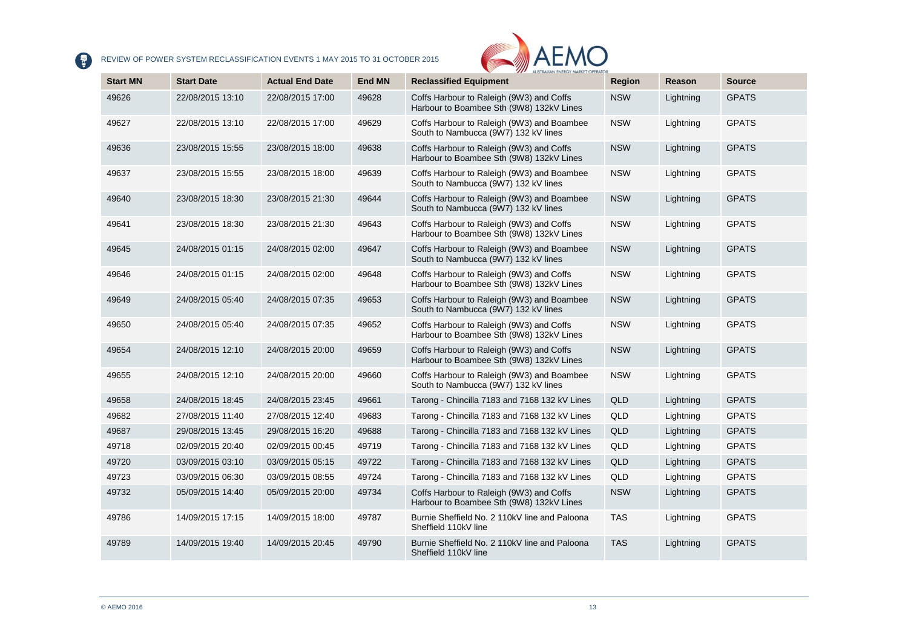| Start MN | Start Date | Actual End Date | End MN | Reclassified Equipment | Region | Reason | Source |
|---|---|---|---|---|---|---|---|
| 49626 | 22/08/2015 13:10 | 22/08/2015 17:00 | 49628 | Coffs Harbour to Raleigh (9W3) and Coffs Harbour to Boambee Sth (9W8) 132kV Lines | NSW | Lightning | GPATS |
| 49627 | 22/08/2015 13:10 | 22/08/2015 17:00 | 49629 | Coffs Harbour to Raleigh (9W3) and Boambee South to Nambucca (9W7) 132 kV lines | NSW | Lightning | GPATS |
| 49636 | 23/08/2015 15:55 | 23/08/2015 18:00 | 49638 | Coffs Harbour to Raleigh (9W3) and Coffs Harbour to Boambee Sth (9W8) 132kV Lines | NSW | Lightning | GPATS |
| 49637 | 23/08/2015 15:55 | 23/08/2015 18:00 | 49639 | Coffs Harbour to Raleigh (9W3) and Boambee South to Nambucca (9W7) 132 kV lines | NSW | Lightning | GPATS |
| 49640 | 23/08/2015 18:30 | 23/08/2015 21:30 | 49644 | Coffs Harbour to Raleigh (9W3) and Boambee South to Nambucca (9W7) 132 kV lines | NSW | Lightning | GPATS |
| 49641 | 23/08/2015 18:30 | 23/08/2015 21:30 | 49643 | Coffs Harbour to Raleigh (9W3) and Coffs Harbour to Boambee Sth (9W8) 132kV Lines | NSW | Lightning | GPATS |
| 49645 | 24/08/2015 01:15 | 24/08/2015 02:00 | 49647 | Coffs Harbour to Raleigh (9W3) and Boambee South to Nambucca (9W7) 132 kV lines | NSW | Lightning | GPATS |
| 49646 | 24/08/2015 01:15 | 24/08/2015 02:00 | 49648 | Coffs Harbour to Raleigh (9W3) and Coffs Harbour to Boambee Sth (9W8) 132kV Lines | NSW | Lightning | GPATS |
| 49649 | 24/08/2015 05:40 | 24/08/2015 07:35 | 49653 | Coffs Harbour to Raleigh (9W3) and Boambee South to Nambucca (9W7) 132 kV lines | NSW | Lightning | GPATS |
| 49650 | 24/08/2015 05:40 | 24/08/2015 07:35 | 49652 | Coffs Harbour to Raleigh (9W3) and Coffs Harbour to Boambee Sth (9W8) 132kV Lines | NSW | Lightning | GPATS |
| 49654 | 24/08/2015 12:10 | 24/08/2015 20:00 | 49659 | Coffs Harbour to Raleigh (9W3) and Coffs Harbour to Boambee Sth (9W8) 132kV Lines | NSW | Lightning | GPATS |
| 49655 | 24/08/2015 12:10 | 24/08/2015 20:00 | 49660 | Coffs Harbour to Raleigh (9W3) and Boambee South to Nambucca (9W7) 132 kV lines | NSW | Lightning | GPATS |
| 49658 | 24/08/2015 18:45 | 24/08/2015 23:45 | 49661 | Tarong - Chincilla 7183 and 7168 132 kV Lines | QLD | Lightning | GPATS |
| 49682 | 27/08/2015 11:40 | 27/08/2015 12:40 | 49683 | Tarong - Chincilla 7183 and 7168 132 kV Lines | QLD | Lightning | GPATS |
| 49687 | 29/08/2015 13:45 | 29/08/2015 16:20 | 49688 | Tarong - Chincilla 7183 and 7168 132 kV Lines | QLD | Lightning | GPATS |
| 49718 | 02/09/2015 20:40 | 02/09/2015 00:45 | 49719 | Tarong - Chincilla 7183 and 7168 132 kV Lines | QLD | Lightning | GPATS |
| 49720 | 03/09/2015 03:10 | 03/09/2015 05:15 | 49722 | Tarong - Chincilla 7183 and 7168 132 kV Lines | QLD | Lightning | GPATS |
| 49723 | 03/09/2015 06:30 | 03/09/2015 08:55 | 49724 | Tarong - Chincilla 7183 and 7168 132 kV Lines | QLD | Lightning | GPATS |
| 49732 | 05/09/2015 14:40 | 05/09/2015 20:00 | 49734 | Coffs Harbour to Raleigh (9W3) and Coffs Harbour to Boambee Sth (9W8) 132kV Lines | NSW | Lightning | GPATS |
| 49786 | 14/09/2015 17:15 | 14/09/2015 18:00 | 49787 | Burnie Sheffield No. 2 110kV line and Paloona Sheffield 110kV line | TAS | Lightning | GPATS |
| 49789 | 14/09/2015 19:40 | 14/09/2015 20:45 | 49790 | Burnie Sheffield No. 2 110kV line and Paloona Sheffield 110kV line | TAS | Lightning | GPATS |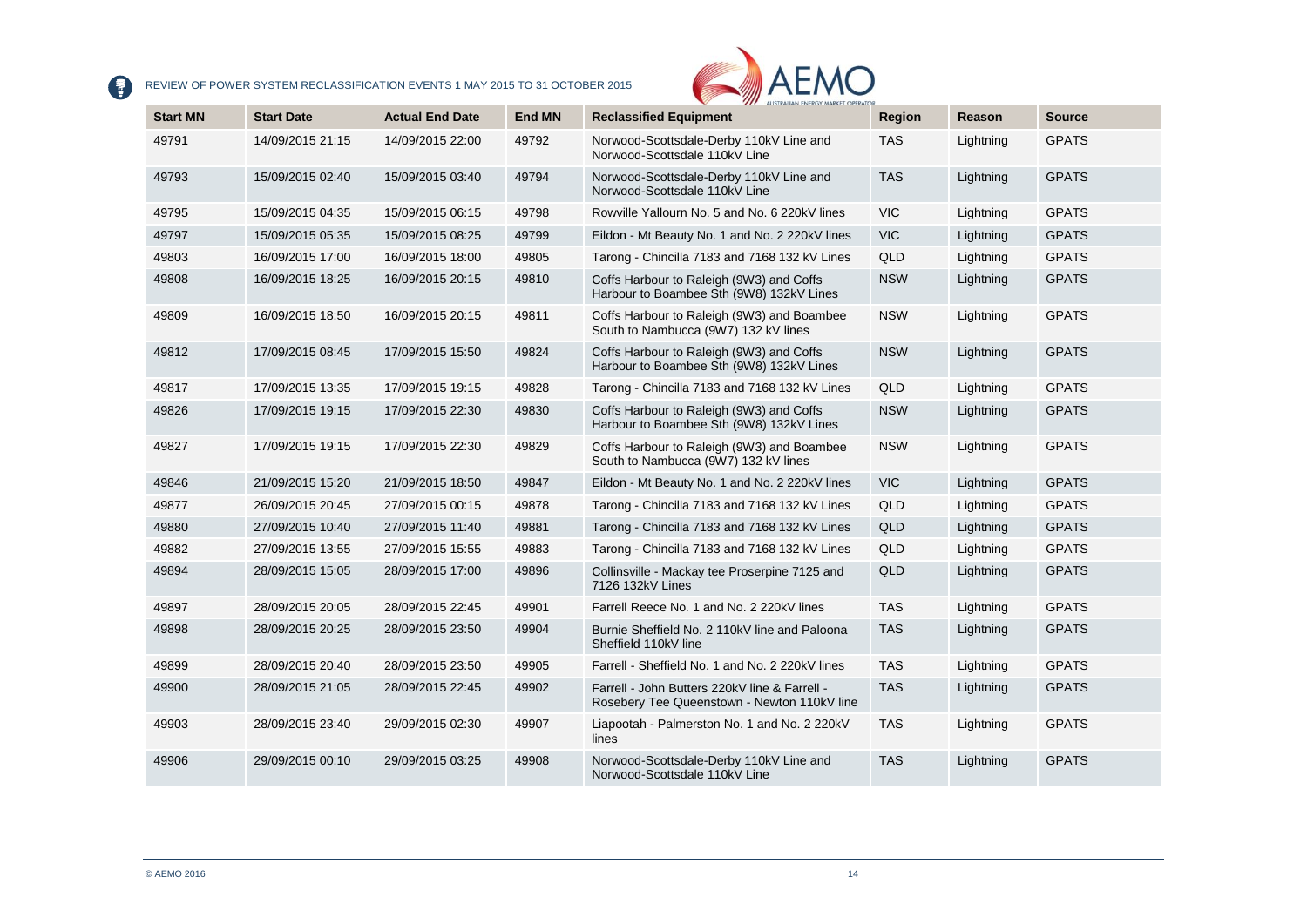| Start MN | Start Date | Actual End Date | End MN | Reclassified Equipment | Region | Reason | Source |
|---|---|---|---|---|---|---|---|
| 49791 | 14/09/2015 21:15 | 14/09/2015 22:00 | 49792 | Norwood-Scottsdale-Derby 110kV Line and Norwood-Scottsdale 110kV Line | TAS | Lightning | GPATS |
| 49793 | 15/09/2015 02:40 | 15/09/2015 03:40 | 49794 | Norwood-Scottsdale-Derby 110kV Line and Norwood-Scottsdale 110kV Line | TAS | Lightning | GPATS |
| 49795 | 15/09/2015 04:35 | 15/09/2015 06:15 | 49798 | Rowville Yallourn No. 5 and No. 6 220kV lines | VIC | Lightning | GPATS |
| 49797 | 15/09/2015 05:35 | 15/09/2015 08:25 | 49799 | Eildon - Mt Beauty No. 1 and No. 2 220kV lines | VIC | Lightning | GPATS |
| 49803 | 16/09/2015 17:00 | 16/09/2015 18:00 | 49805 | Tarong - Chincilla 7183 and 7168 132 kV Lines | QLD | Lightning | GPATS |
| 49808 | 16/09/2015 18:25 | 16/09/2015 20:15 | 49810 | Coffs Harbour to Raleigh (9W3) and Coffs Harbour to Boambee Sth (9W8) 132kV Lines | NSW | Lightning | GPATS |
| 49809 | 16/09/2015 18:50 | 16/09/2015 20:15 | 49811 | Coffs Harbour to Raleigh (9W3) and Boambee South to Nambucca (9W7) 132 kV lines | NSW | Lightning | GPATS |
| 49812 | 17/09/2015 08:45 | 17/09/2015 15:50 | 49824 | Coffs Harbour to Raleigh (9W3) and Coffs Harbour to Boambee Sth (9W8) 132kV Lines | NSW | Lightning | GPATS |
| 49817 | 17/09/2015 13:35 | 17/09/2015 19:15 | 49828 | Tarong - Chincilla 7183 and 7168 132 kV Lines | QLD | Lightning | GPATS |
| 49826 | 17/09/2015 19:15 | 17/09/2015 22:30 | 49830 | Coffs Harbour to Raleigh (9W3) and Coffs Harbour to Boambee Sth (9W8) 132kV Lines | NSW | Lightning | GPATS |
| 49827 | 17/09/2015 19:15 | 17/09/2015 22:30 | 49829 | Coffs Harbour to Raleigh (9W3) and Boambee South to Nambucca (9W7) 132 kV lines | NSW | Lightning | GPATS |
| 49846 | 21/09/2015 15:20 | 21/09/2015 18:50 | 49847 | Eildon - Mt Beauty No. 1 and No. 2 220kV lines | VIC | Lightning | GPATS |
| 49877 | 26/09/2015 20:45 | 27/09/2015 00:15 | 49878 | Tarong - Chincilla 7183 and 7168 132 kV Lines | QLD | Lightning | GPATS |
| 49880 | 27/09/2015 10:40 | 27/09/2015 11:40 | 49881 | Tarong - Chincilla 7183 and 7168 132 kV Lines | QLD | Lightning | GPATS |
| 49882 | 27/09/2015 13:55 | 27/09/2015 15:55 | 49883 | Tarong - Chincilla 7183 and 7168 132 kV Lines | QLD | Lightning | GPATS |
| 49894 | 28/09/2015 15:05 | 28/09/2015 17:00 | 49896 | Collinsville - Mackay tee Proserpine 7125 and 7126 132kV Lines | QLD | Lightning | GPATS |
| 49897 | 28/09/2015 20:05 | 28/09/2015 22:45 | 49901 | Farrell Reece No. 1 and No. 2 220kV lines | TAS | Lightning | GPATS |
| 49898 | 28/09/2015 20:25 | 28/09/2015 23:50 | 49904 | Burnie Sheffield No. 2 110kV line and Paloona Sheffield 110kV line | TAS | Lightning | GPATS |
| 49899 | 28/09/2015 20:40 | 28/09/2015 23:50 | 49905 | Farrell - Sheffield No. 1 and No. 2 220kV lines | TAS | Lightning | GPATS |
| 49900 | 28/09/2015 21:05 | 28/09/2015 22:45 | 49902 | Farrell - John Butters 220kV line & Farrell - Rosebery Tee Queenstown - Newton 110kV line | TAS | Lightning | GPATS |
| 49903 | 28/09/2015 23:40 | 29/09/2015 02:30 | 49907 | Liapootah - Palmerston No. 1 and No. 2 220kV lines | TAS | Lightning | GPATS |
| 49906 | 29/09/2015 00:10 | 29/09/2015 03:25 | 49908 | Norwood-Scottsdale-Derby 110kV Line and Norwood-Scottsdale 110kV Line | TAS | Lightning | GPATS |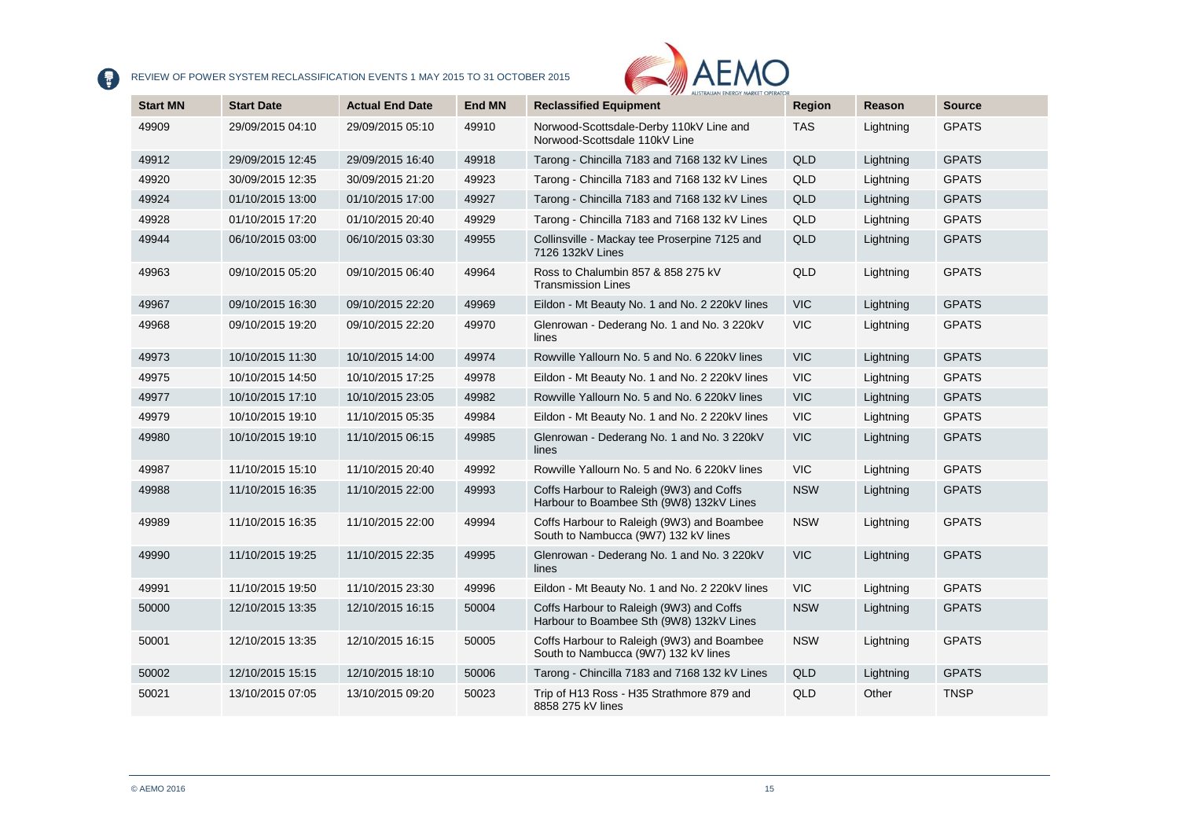| Start MN | Start Date | Actual End Date | End MN | Reclassified Equipment | Region | Reason | Source |
|---|---|---|---|---|---|---|---|
| 49909 | 29/09/2015 04:10 | 29/09/2015 05:10 | 49910 | Norwood-Scottsdale-Derby 110kV Line and Norwood-Scottsdale 110kV Line | TAS | Lightning | GPATS |
| 49912 | 29/09/2015 12:45 | 29/09/2015 16:40 | 49918 | Tarong - Chincilla 7183 and 7168 132 kV Lines | QLD | Lightning | GPATS |
| 49920 | 30/09/2015 12:35 | 30/09/2015 21:20 | 49923 | Tarong - Chincilla 7183 and 7168 132 kV Lines | QLD | Lightning | GPATS |
| 49924 | 01/10/2015 13:00 | 01/10/2015 17:00 | 49927 | Tarong - Chincilla 7183 and 7168 132 kV Lines | QLD | Lightning | GPATS |
| 49928 | 01/10/2015 17:20 | 01/10/2015 20:40 | 49929 | Tarong - Chincilla 7183 and 7168 132 kV Lines | QLD | Lightning | GPATS |
| 49944 | 06/10/2015 03:00 | 06/10/2015 03:30 | 49955 | Collinsville - Mackay tee Proserpine 7125 and 7126 132kV Lines | QLD | Lightning | GPATS |
| 49963 | 09/10/2015 05:20 | 09/10/2015 06:40 | 49964 | Ross to Chalumbin 857 & 858 275 kV Transmission Lines | QLD | Lightning | GPATS |
| 49967 | 09/10/2015 16:30 | 09/10/2015 22:20 | 49969 | Eildon - Mt Beauty No. 1 and No. 2 220kV lines | VIC | Lightning | GPATS |
| 49968 | 09/10/2015 19:20 | 09/10/2015 22:20 | 49970 | Glenrowan - Dederang No. 1 and No. 3 220kV lines | VIC | Lightning | GPATS |
| 49973 | 10/10/2015 11:30 | 10/10/2015 14:00 | 49974 | Rowville Yallourn No. 5 and No. 6 220kV lines | VIC | Lightning | GPATS |
| 49975 | 10/10/2015 14:50 | 10/10/2015 17:25 | 49978 | Eildon - Mt Beauty No. 1 and No. 2 220kV lines | VIC | Lightning | GPATS |
| 49977 | 10/10/2015 17:10 | 10/10/2015 23:05 | 49982 | Rowville Yallourn No. 5 and No. 6 220kV lines | VIC | Lightning | GPATS |
| 49979 | 10/10/2015 19:10 | 11/10/2015 05:35 | 49984 | Eildon - Mt Beauty No. 1 and No. 2 220kV lines | VIC | Lightning | GPATS |
| 49980 | 10/10/2015 19:10 | 11/10/2015 06:15 | 49985 | Glenrowan - Dederang No. 1 and No. 3 220kV lines | VIC | Lightning | GPATS |
| 49987 | 11/10/2015 15:10 | 11/10/2015 20:40 | 49992 | Rowville Yallourn No. 5 and No. 6 220kV lines | VIC | Lightning | GPATS |
| 49988 | 11/10/2015 16:35 | 11/10/2015 22:00 | 49993 | Coffs Harbour to Raleigh (9W3) and Coffs Harbour to Boambee Sth (9W8) 132kV Lines | NSW | Lightning | GPATS |
| 49989 | 11/10/2015 16:35 | 11/10/2015 22:00 | 49994 | Coffs Harbour to Raleigh (9W3) and Boambee South to Nambucca (9W7) 132 kV lines | NSW | Lightning | GPATS |
| 49990 | 11/10/2015 19:25 | 11/10/2015 22:35 | 49995 | Glenrowan - Dederang No. 1 and No. 3 220kV lines | VIC | Lightning | GPATS |
| 49991 | 11/10/2015 19:50 | 11/10/2015 23:30 | 49996 | Eildon - Mt Beauty No. 1 and No. 2 220kV lines | VIC | Lightning | GPATS |
| 50000 | 12/10/2015 13:35 | 12/10/2015 16:15 | 50004 | Coffs Harbour to Raleigh (9W3) and Coffs Harbour to Boambee Sth (9W8) 132kV Lines | NSW | Lightning | GPATS |
| 50001 | 12/10/2015 13:35 | 12/10/2015 16:15 | 50005 | Coffs Harbour to Raleigh (9W3) and Boambee South to Nambucca (9W7) 132 kV lines | NSW | Lightning | GPATS |
| 50002 | 12/10/2015 15:15 | 12/10/2015 18:10 | 50006 | Tarong - Chincilla 7183 and 7168 132 kV Lines | QLD | Lightning | GPATS |
| 50021 | 13/10/2015 07:05 | 13/10/2015 09:20 | 50023 | Trip of H13 Ross - H35 Strathmore 879 and 8858 275 kV lines | QLD | Other | TNSP |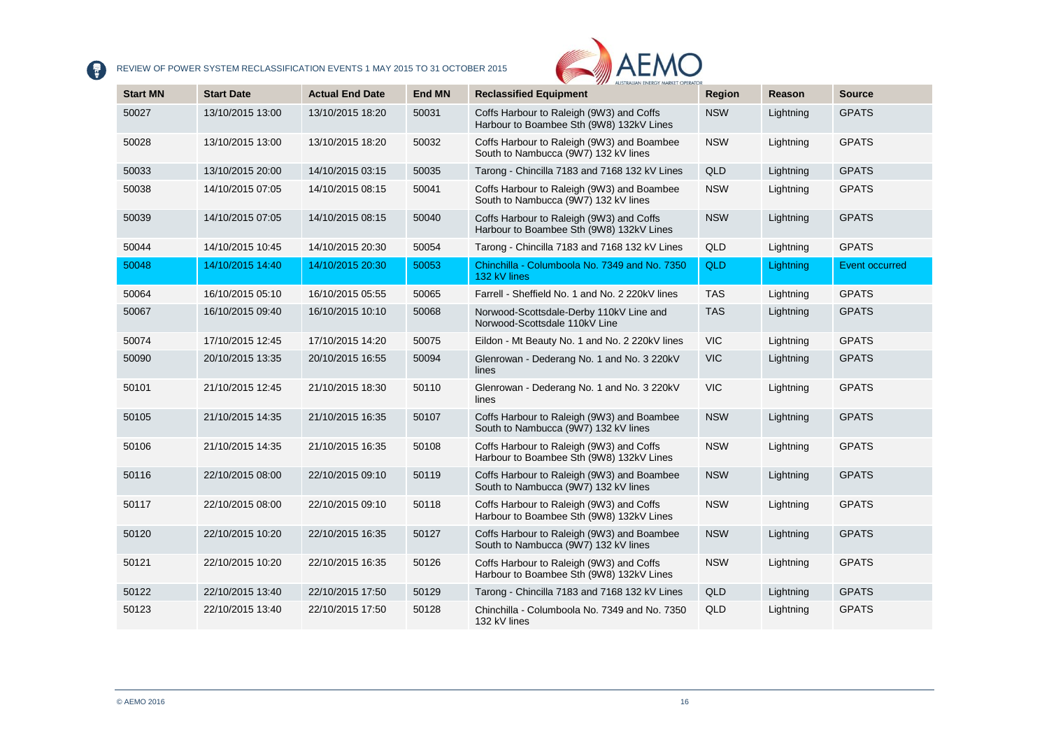| Start MN | Start Date | Actual End Date | End MN | Reclassified Equipment | Region | Reason | Source |
|---|---|---|---|---|---|---|---|
| 50027 | 13/10/2015 13:00 | 13/10/2015 18:20 | 50031 | Coffs Harbour to Raleigh (9W3) and Coffs Harbour to Boambee Sth (9W8) 132kV Lines | NSW | Lightning | GPATS |
| 50028 | 13/10/2015 13:00 | 13/10/2015 18:20 | 50032 | Coffs Harbour to Raleigh (9W3) and Boambee South to Nambucca (9W7) 132 kV lines | NSW | Lightning | GPATS |
| 50033 | 13/10/2015 20:00 | 14/10/2015 03:15 | 50035 | Tarong - Chincilla 7183 and 7168 132 kV Lines | QLD | Lightning | GPATS |
| 50038 | 14/10/2015 07:05 | 14/10/2015 08:15 | 50041 | Coffs Harbour to Raleigh (9W3) and Boambee South to Nambucca (9W7) 132 kV lines | NSW | Lightning | GPATS |
| 50039 | 14/10/2015 07:05 | 14/10/2015 08:15 | 50040 | Coffs Harbour to Raleigh (9W3) and Coffs Harbour to Boambee Sth (9W8) 132kV Lines | NSW | Lightning | GPATS |
| 50044 | 14/10/2015 10:45 | 14/10/2015 20:30 | 50054 | Tarong - Chincilla 7183 and 7168 132 kV Lines | QLD | Lightning | GPATS |
| 50048 | 14/10/2015 14:40 | 14/10/2015 20:30 | 50053 | Chinchilla - Columboola No. 7349 and No. 7350 132 kV lines | QLD | Lightning | Event occurred |
| 50064 | 16/10/2015 05:10 | 16/10/2015 05:55 | 50065 | Farrell - Sheffield No. 1 and No. 2 220kV lines | TAS | Lightning | GPATS |
| 50067 | 16/10/2015 09:40 | 16/10/2015 10:10 | 50068 | Norwood-Scottsdale-Derby 110kV Line and Norwood-Scottsdale 110kV Line | TAS | Lightning | GPATS |
| 50074 | 17/10/2015 12:45 | 17/10/2015 14:20 | 50075 | Eildon - Mt Beauty No. 1 and No. 2 220kV lines | VIC | Lightning | GPATS |
| 50090 | 20/10/2015 13:35 | 20/10/2015 16:55 | 50094 | Glenrowan - Dederang No. 1 and No. 3 220kV lines | VIC | Lightning | GPATS |
| 50101 | 21/10/2015 12:45 | 21/10/2015 18:30 | 50110 | Glenrowan - Dederang No. 1 and No. 3 220kV lines | VIC | Lightning | GPATS |
| 50105 | 21/10/2015 14:35 | 21/10/2015 16:35 | 50107 | Coffs Harbour to Raleigh (9W3) and Boambee South to Nambucca (9W7) 132 kV lines | NSW | Lightning | GPATS |
| 50106 | 21/10/2015 14:35 | 21/10/2015 16:35 | 50108 | Coffs Harbour to Raleigh (9W3) and Coffs Harbour to Boambee Sth (9W8) 132kV Lines | NSW | Lightning | GPATS |
| 50116 | 22/10/2015 08:00 | 22/10/2015 09:10 | 50119 | Coffs Harbour to Raleigh (9W3) and Boambee South to Nambucca (9W7) 132 kV lines | NSW | Lightning | GPATS |
| 50117 | 22/10/2015 08:00 | 22/10/2015 09:10 | 50118 | Coffs Harbour to Raleigh (9W3) and Coffs Harbour to Boambee Sth (9W8) 132kV Lines | NSW | Lightning | GPATS |
| 50120 | 22/10/2015 10:20 | 22/10/2015 16:35 | 50127 | Coffs Harbour to Raleigh (9W3) and Boambee South to Nambucca (9W7) 132 kV lines | NSW | Lightning | GPATS |
| 50121 | 22/10/2015 10:20 | 22/10/2015 16:35 | 50126 | Coffs Harbour to Raleigh (9W3) and Coffs Harbour to Boambee Sth (9W8) 132kV Lines | NSW | Lightning | GPATS |
| 50122 | 22/10/2015 13:40 | 22/10/2015 17:50 | 50129 | Tarong - Chincilla 7183 and 7168 132 kV Lines | QLD | Lightning | GPATS |
| 50123 | 22/10/2015 13:40 | 22/10/2015 17:50 | 50128 | Chinchilla - Columboola No. 7349 and No. 7350 132 kV lines | QLD | Lightning | GPATS |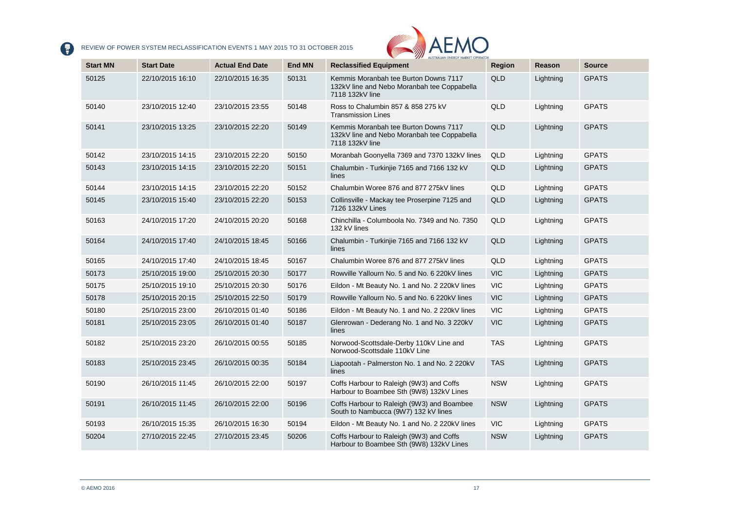| Start MN | Start Date | Actual End Date | End MN | Reclassified Equipment | Region | Reason | Source |
|---|---|---|---|---|---|---|---|
| 50125 | 22/10/2015 16:10 | 22/10/2015 16:35 | 50131 | Kemmis Moranbah tee Burton Downs 7117 132kV line and Nebo Moranbah tee Coppabella 7118 132kV line | QLD | Lightning | GPATS |
| 50140 | 23/10/2015 12:40 | 23/10/2015 23:55 | 50148 | Ross to Chalumbin 857 & 858 275 kV Transmission Lines | QLD | Lightning | GPATS |
| 50141 | 23/10/2015 13:25 | 23/10/2015 22:20 | 50149 | Kemmis Moranbah tee Burton Downs 7117 132kV line and Nebo Moranbah tee Coppabella 7118 132kV line | QLD | Lightning | GPATS |
| 50142 | 23/10/2015 14:15 | 23/10/2015 22:20 | 50150 | Moranbah Goonyella 7369 and 7370 132kV lines | QLD | Lightning | GPATS |
| 50143 | 23/10/2015 14:15 | 23/10/2015 22:20 | 50151 | Chalumbin - Turkinjie 7165 and 7166 132 kV lines | QLD | Lightning | GPATS |
| 50144 | 23/10/2015 14:15 | 23/10/2015 22:20 | 50152 | Chalumbin Woree 876 and 877 275kV lines | QLD | Lightning | GPATS |
| 50145 | 23/10/2015 15:40 | 23/10/2015 22:20 | 50153 | Collinsville - Mackay tee Proserpine 7125 and 7126 132kV Lines | QLD | Lightning | GPATS |
| 50163 | 24/10/2015 17:20 | 24/10/2015 20:20 | 50168 | Chinchilla - Columboola No. 7349 and No. 7350 132 kV lines | QLD | Lightning | GPATS |
| 50164 | 24/10/2015 17:40 | 24/10/2015 18:45 | 50166 | Chalumbin - Turkinjie 7165 and 7166 132 kV lines | QLD | Lightning | GPATS |
| 50165 | 24/10/2015 17:40 | 24/10/2015 18:45 | 50167 | Chalumbin Woree 876 and 877 275kV lines | QLD | Lightning | GPATS |
| 50173 | 25/10/2015 19:00 | 25/10/2015 20:30 | 50177 | Rowville Yallourn No. 5 and No. 6 220kV lines | VIC | Lightning | GPATS |
| 50175 | 25/10/2015 19:10 | 25/10/2015 20:30 | 50176 | Eildon - Mt Beauty No. 1 and No. 2 220kV lines | VIC | Lightning | GPATS |
| 50178 | 25/10/2015 20:15 | 25/10/2015 22:50 | 50179 | Rowville Yallourn No. 5 and No. 6 220kV lines | VIC | Lightning | GPATS |
| 50180 | 25/10/2015 23:00 | 26/10/2015 01:40 | 50186 | Eildon - Mt Beauty No. 1 and No. 2 220kV lines | VIC | Lightning | GPATS |
| 50181 | 25/10/2015 23:05 | 26/10/2015 01:40 | 50187 | Glenrowan - Dederang No. 1 and No. 3 220kV lines | VIC | Lightning | GPATS |
| 50182 | 25/10/2015 23:20 | 26/10/2015 00:55 | 50185 | Norwood-Scottsdale-Derby 110kV Line and Norwood-Scottsdale 110kV Line | TAS | Lightning | GPATS |
| 50183 | 25/10/2015 23:45 | 26/10/2015 00:35 | 50184 | Liapootah - Palmerston No. 1 and No. 2 220kV lines | TAS | Lightning | GPATS |
| 50190 | 26/10/2015 11:45 | 26/10/2015 22:00 | 50197 | Coffs Harbour to Raleigh (9W3) and Coffs Harbour to Boambee Sth (9W8) 132kV Lines | NSW | Lightning | GPATS |
| 50191 | 26/10/2015 11:45 | 26/10/2015 22:00 | 50196 | Coffs Harbour to Raleigh (9W3) and Boambee South to Nambucca (9W7) 132 kV lines | NSW | Lightning | GPATS |
| 50193 | 26/10/2015 15:35 | 26/10/2015 16:30 | 50194 | Eildon - Mt Beauty No. 1 and No. 2 220kV lines | VIC | Lightning | GPATS |
| 50204 | 27/10/2015 22:45 | 27/10/2015 23:45 | 50206 | Coffs Harbour to Raleigh (9W3) and Coffs Harbour to Boambee Sth (9W8) 132kV Lines | NSW | Lightning | GPATS |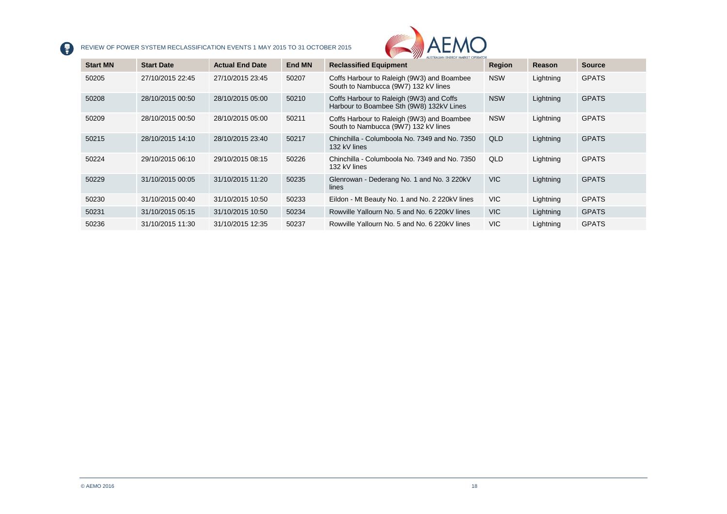| Start MN | Start Date | Actual End Date | End MN | Reclassified Equipment | Region | Reason | Source |
|---|---|---|---|---|---|---|---|
| 50205 | 27/10/2015 22:45 | 27/10/2015 23:45 | 50207 | Coffs Harbour to Raleigh (9W3) and Boambee South to Nambucca (9W7) 132 kV lines | NSW | Lightning | GPATS |
| 50208 | 28/10/2015 00:50 | 28/10/2015 05:00 | 50210 | Coffs Harbour to Raleigh (9W3) and Coffs Harbour to Boambee Sth (9W8) 132kV Lines | NSW | Lightning | GPATS |
| 50209 | 28/10/2015 00:50 | 28/10/2015 05:00 | 50211 | Coffs Harbour to Raleigh (9W3) and Boambee South to Nambucca (9W7) 132 kV lines | NSW | Lightning | GPATS |
| 50215 | 28/10/2015 14:10 | 28/10/2015 23:40 | 50217 | Chinchilla - Columboola No. 7349 and No. 7350 132 kV lines | QLD | Lightning | GPATS |
| 50224 | 29/10/2015 06:10 | 29/10/2015 08:15 | 50226 | Chinchilla - Columboola No. 7349 and No. 7350 132 kV lines | QLD | Lightning | GPATS |
| 50229 | 31/10/2015 00:05 | 31/10/2015 11:20 | 50235 | Glenrowan - Dederang No. 1 and No. 3 220kV lines | VIC | Lightning | GPATS |
| 50230 | 31/10/2015 00:40 | 31/10/2015 10:50 | 50233 | Eildon - Mt Beauty No. 1 and No. 2 220kV lines | VIC | Lightning | GPATS |
| 50231 | 31/10/2015 05:15 | 31/10/2015 10:50 | 50234 | Rowville Yallourn No. 5 and No. 6 220kV lines | VIC | Lightning | GPATS |
| 50236 | 31/10/2015 11:30 | 31/10/2015 12:35 | 50237 | Rowville Yallourn No. 5 and No. 6 220kV lines | VIC | Lightning | GPATS |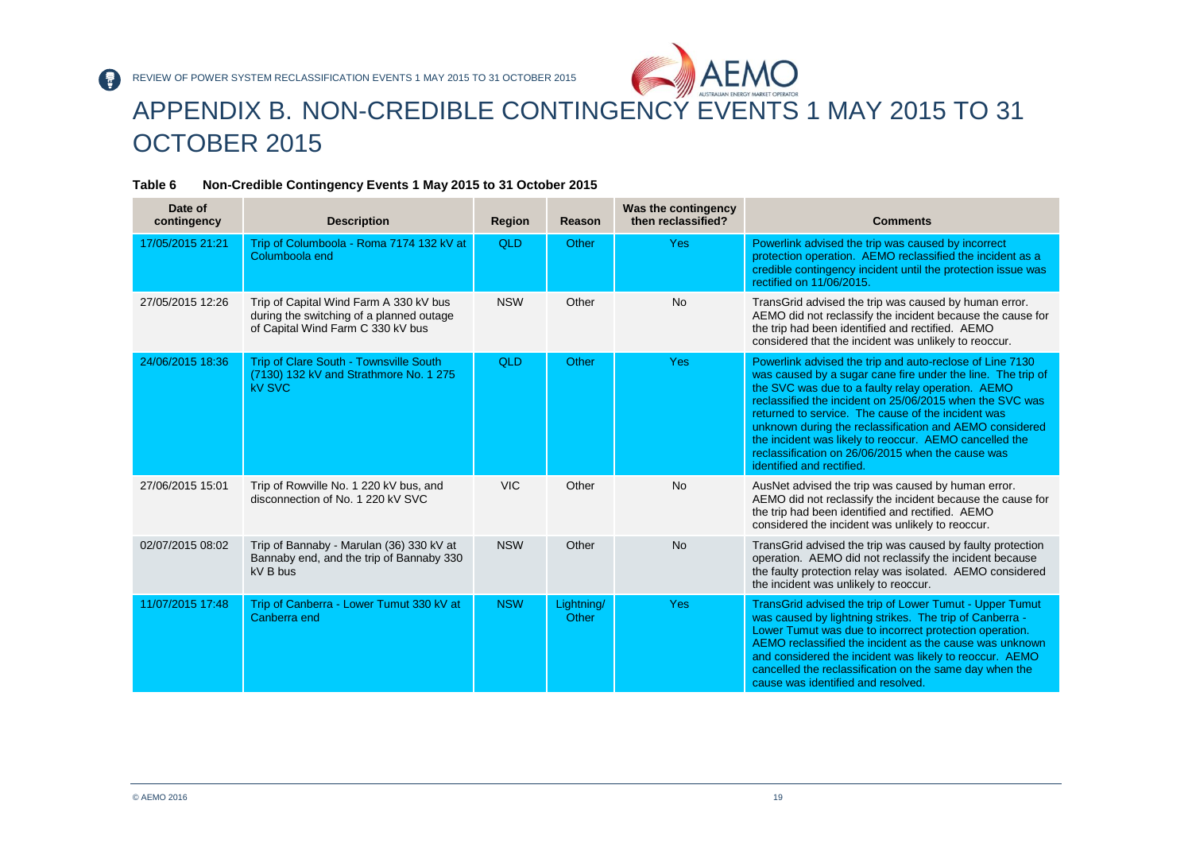# APPENDIX B. NON-CREDIBLE CONTINGENCY EVENTS 1 MAY 2015 TO 31 OCTOBER 2015

**Table 6 Non-Credible Contingency Events 1 May 2015 to 31 October 2015**

| Date of contingency | Description | Region | Reason | Was the contingency then reclassified? | Comments |
|---|---|---|---|---|---|
| 17/05/2015 21:21 | Trip of Columboola - Roma 7174 132 kV at Columboola end | QLD | Other | Yes | Powerlink advised the trip was caused by incorrect protection operation. AEMO reclassified the incident as a credible contingency incident until the protection issue was rectified on 11/06/2015. |
| 27/05/2015 12:26 | Trip of Capital Wind Farm A 330 kV bus during the switching of a planned outage of Capital Wind Farm C 330 kV bus | NSW | Other | No | TransGrid advised the trip was caused by human error. AEMO did not reclassify the incident because the cause for the trip had been identified and rectified. AEMO considered that the incident was unlikely to reoccur. |
| 24/06/2015 18:36 | Trip of Clare South - Townsville South (7130) 132 kV and Strathmore No. 1 275 kV SVC | QLD | Other | Yes | Powerlink advised the trip and auto-reclose of Line 7130 was caused by a sugar cane fire under the line. The trip of the SVC was due to a faulty relay operation. AEMO reclassified the incident on 25/06/2015 when the SVC was returned to service. The cause of the incident was unknown during the reclassification and AEMO considered the incident was likely to reoccur. AEMO cancelled the reclassification on 26/06/2015 when the cause was identified and rectified. |
| 27/06/2015 15:01 | Trip of Rowville No. 1 220 kV bus, and disconnection of No. 1 220 kV SVC | VIC | Other | No | AusNet advised the trip was caused by human error. AEMO did not reclassify the incident because the cause for the trip had been identified and rectified. AEMO considered the incident was unlikely to reoccur. |
| 02/07/2015 08:02 | Trip of Bannaby - Marulan (36) 330 kV at Bannaby end, and the trip of Bannaby 330 kV B bus | NSW | Other | No | TransGrid advised the trip was caused by faulty protection operation. AEMO did not reclassify the incident because the faulty protection relay was isolated. AEMO considered the incident was unlikely to reoccur. |
| 11/07/2015 17:48 | Trip of Canberra - Lower Tumut 330 kV at Canberra end | NSW | Lightning/ Other | Yes | TransGrid advised the trip of Lower Tumut - Upper Tumut was caused by lightning strikes. The trip of Canberra - Lower Tumut was due to incorrect protection operation. AEMO reclassified the incident as the cause was unknown and considered the incident was likely to reoccur. AEMO cancelled the reclassification on the same day when the cause was identified and resolved. |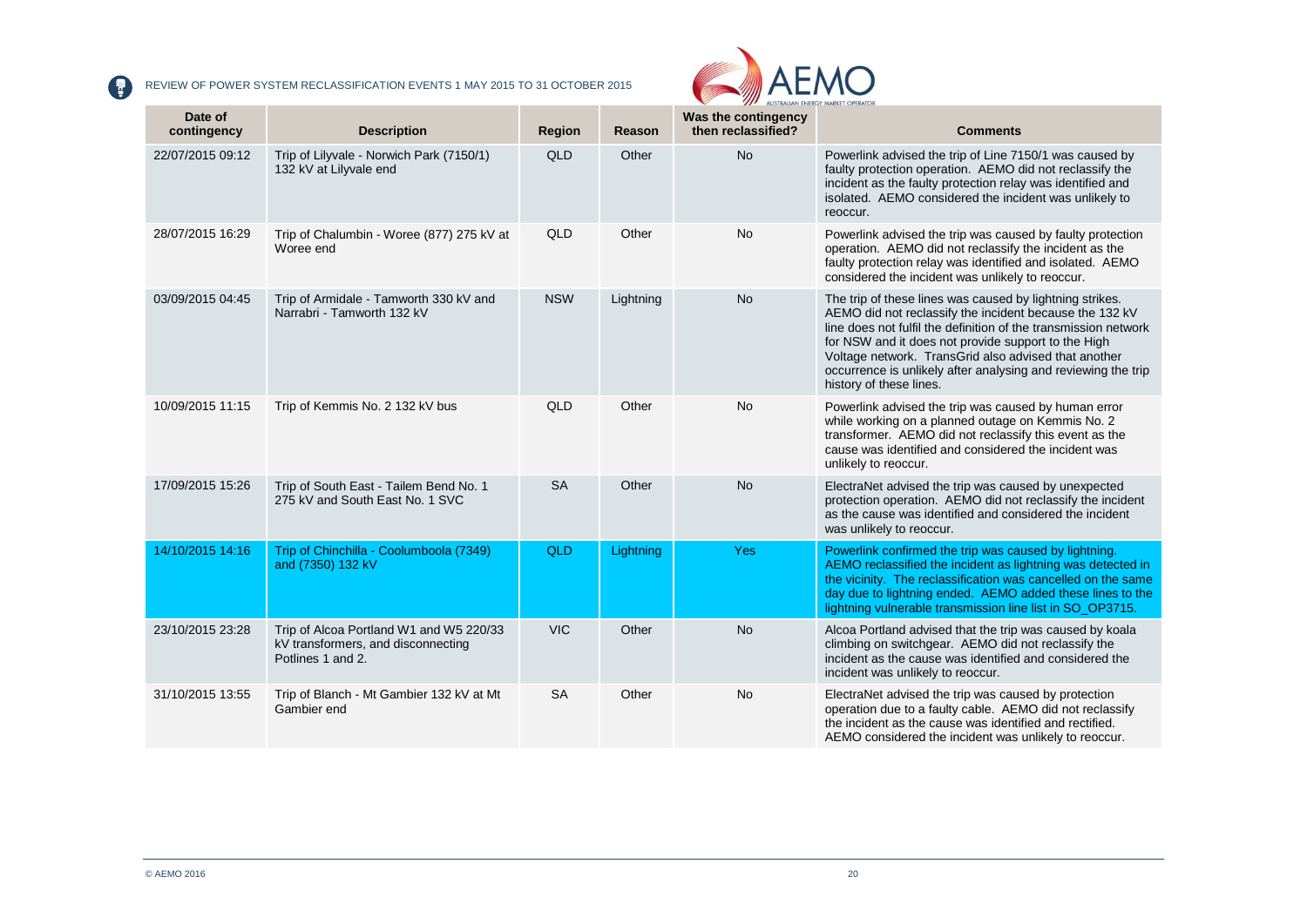| Date of contingency | Description | Region | Reason | Was the contingency then reclassified? | Comments |
|---|---|---|---|---|---|
| 22/07/2015 09:12 | Trip of Lilyvale - Norwich Park (7150/1) 132 kV at Lilyvale end | QLD | Other | No | Powerlink advised the trip of Line 7150/1 was caused by faulty protection operation. AEMO did not reclassify the incident as the faulty protection relay was identified and isolated. AEMO considered the incident was unlikely to reoccur. |
| 28/07/2015 16:29 | Trip of Chalumbin - Woree (877) 275 kV at Woree end | QLD | Other | No | Powerlink advised the trip was caused by faulty protection operation. AEMO did not reclassify the incident as the faulty protection relay was identified and isolated. AEMO considered the incident was unlikely to reoccur. |
| 03/09/2015 04:45 | Trip of Armidale - Tamworth 330 kV and Narrabri - Tamworth 132 kV | NSW | Lightning | No | The trip of these lines was caused by lightning strikes. AEMO did not reclassify the incident because the 132 kV line does not fulfil the definition of the transmission network for NSW and it does not provide support to the High Voltage network. TransGrid also advised that another occurrence is unlikely after analysing and reviewing the trip history of these lines. |
| 10/09/2015 11:15 | Trip of Kemmis No. 2 132 kV bus | QLD | Other | No | Powerlink advised the trip was caused by human error while working on a planned outage on Kemmis No. 2 transformer. AEMO did not reclassify this event as the cause was identified and considered the incident was unlikely to reoccur. |
| 17/09/2015 15:26 | Trip of South East - Tailem Bend No. 1 275 kV and South East No. 1 SVC | SA | Other | No | ElectraNet advised the trip was caused by unexpected protection operation. AEMO did not reclassify the incident as the cause was identified and considered the incident was unlikely to reoccur. |
| 14/10/2015 14:16 | Trip of Chinchilla - Coolumboola (7349) and (7350) 132 kV | QLD | Lightning | Yes | Powerlink confirmed the trip was caused by lightning. AEMO reclassified the incident as lightning was detected in the vicinity. The reclassification was cancelled on the same day due to lightning ended. AEMO added these lines to the lightning vulnerable transmission line list in SO_OP3715. |
| 23/10/2015 23:28 | Trip of Alcoa Portland W1 and W5 220/33 kV transformers, and disconnecting Potlines 1 and 2. | VIC | Other | No | Alcoa Portland advised that the trip was caused by koala climbing on switchgear. AEMO did not reclassify the incident as the cause was identified and considered the incident was unlikely to reoccur. |
| 31/10/2015 13:55 | Trip of Blanch - Mt Gambier 132 kV at Mt Gambier end | SA | Other | No | ElectraNet advised the trip was caused by protection operation due to a faulty cable. AEMO did not reclassify the incident as the cause was identified and rectified. AEMO considered the incident was unlikely to reoccur. |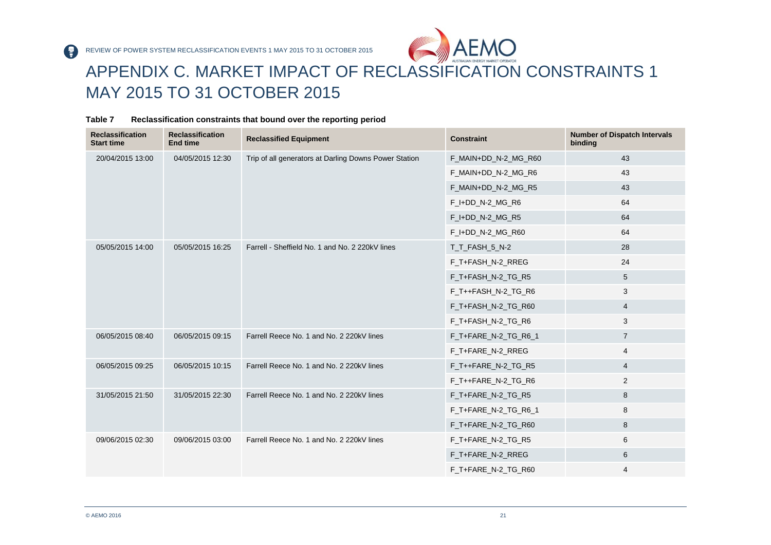# APPENDIX C. MARKET IMPACT OF RECLASSIFICATION CONSTRAINTS 1 MAY 2015 TO 31 OCTOBER 2015

**Table 7 Reclassification constraints that bound over the reporting period**

| Reclassification Start time | Reclassification End time | Reclassified Equipment | Constraint | Number of Dispatch Intervals binding |
|---|---|---|---|---|
| 20/04/2015 13:00 | 04/05/2015 12:30 | Trip of all generators at Darling Downs Power Station | F_MAIN+DD_N-2_MG_R60 | 43 |
| | | | F_MAIN+DD_N-2_MG_R6 | 43 |
| | | | F_MAIN+DD_N-2_MG_R5 | 43 |
| | | | F_I+DD_N-2_MG_R6 | 64 |
| | | | F_I+DD_N-2_MG_R5 | 64 |
| | | | F_I+DD_N-2_MG_R60 | 64 |
| 05/05/2015 14:00 | 05/05/2015 16:25 | Farrell - Sheffield No. 1 and No. 2 220kV lines | T_T_FASH_5_N-2 | 28 |
| | | | F_T+FASH_N-2_RREG | 24 |
| | | | F_T+FASH_N-2_TG_R5 | 5 |
| | | | F_T++FASH_N-2_TG_R6 | 3 |
| | | | F_T+FASH_N-2_TG_R60 | 4 |
| | | | F_T+FASH_N-2_TG_R6 | 3 |
| 06/05/2015 08:40 | 06/05/2015 09:15 | Farrell Reece No. 1 and No. 2 220kV lines | F_T+FARE_N-2_TG_R6_1 | 7 |
| | | | F_T+FARE_N-2_RREG | 4 |
| 06/05/2015 09:25 | 06/05/2015 10:15 | Farrell Reece No. 1 and No. 2 220kV lines | F_T++FARE_N-2_TG_R5 | 4 |
| | | | F_T++FARE_N-2_TG_R6 | 2 |
| 31/05/2015 21:50 | 31/05/2015 22:30 | Farrell Reece No. 1 and No. 2 220kV lines | F_T+FARE_N-2_TG_R5 | 8 |
| | | | F_T+FARE_N-2_TG_R6_1 | 8 |
| | | | F_T+FARE_N-2_TG_R60 | 8 |
| 09/06/2015 02:30 | 09/06/2015 03:00 | Farrell Reece No. 1 and No. 2 220kV lines | F_T+FARE_N-2_TG_R5 | 6 |
| | | | F_T+FARE_N-2_RREG | 6 |
| | | | F_T+FARE_N-2_TG_R60 | 4 |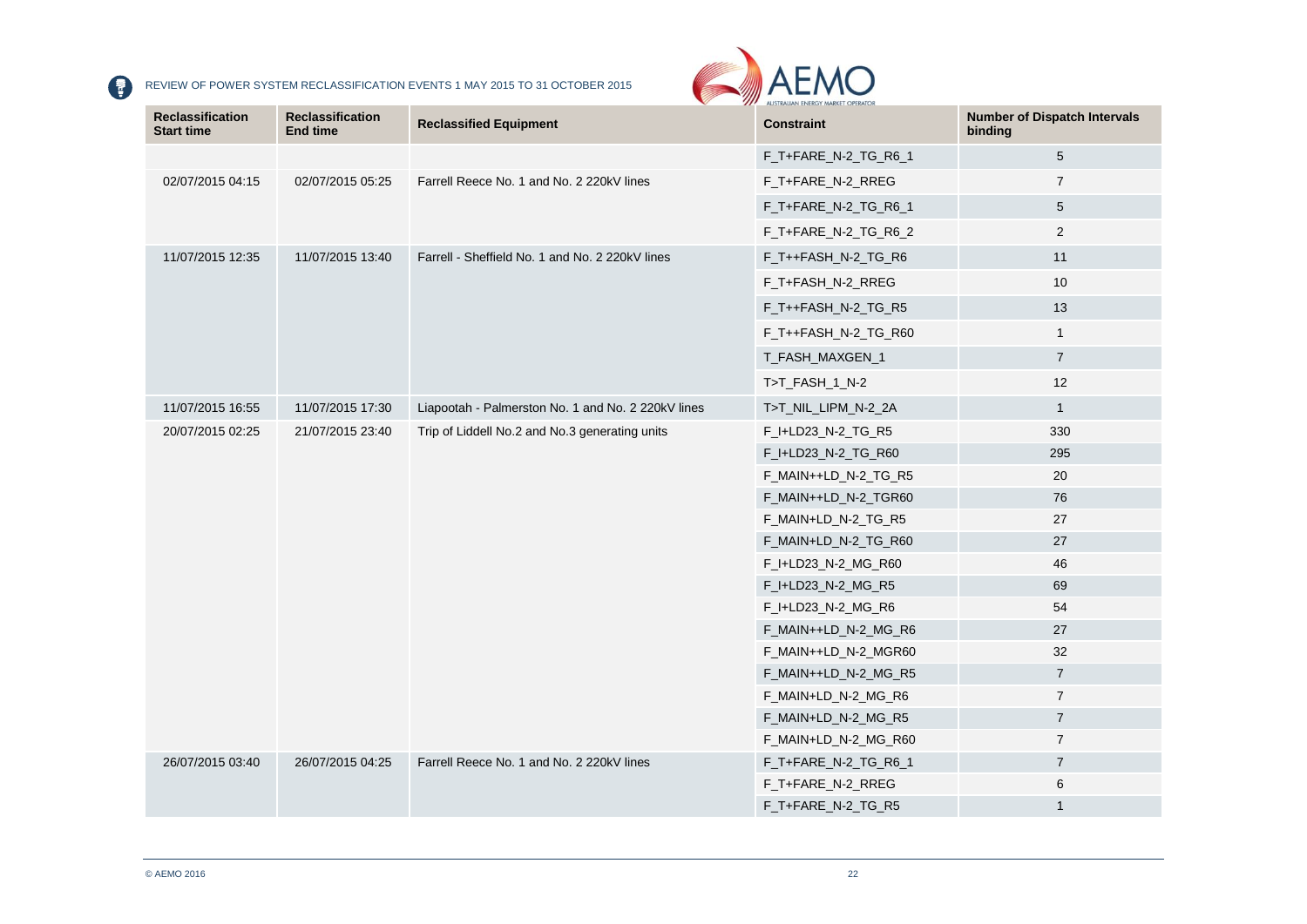| Reclassification Start time | Reclassification End time | Reclassified Equipment | Constraint | Number of Dispatch Intervals binding |
|---|---|---|---|---|
| | | | F_T+FARE_N-2_TG_R6_1 | 5 |
| 02/07/2015 04:15 | 02/07/2015 05:25 | Farrell Reece No. 1 and No. 2 220kV lines | F_T+FARE_N-2_RREG | 7 |
| | | | F_T+FARE_N-2_TG_R6_1 | 5 |
| | | | F_T+FARE_N-2_TG_R6_2 | 2 |
| 11/07/2015 12:35 | 11/07/2015 13:40 | Farrell - Sheffield No. 1 and No. 2 220kV lines | F_T++FASH_N-2_TG_R6 | 11 |
| | | | F_T+FASH_N-2_RREG | 10 |
| | | | F_T++FASH_N-2_TG_R5 | 13 |
| | | | F_T++FASH_N-2_TG_R60 | 1 |
| | | | T_FASH_MAXGEN_1 | 7 |
| | | | T>T_FASH_1_N-2 | 12 |
| 11/07/2015 16:55 | 11/07/2015 17:30 | Liapootah - Palmerston No. 1 and No. 2 220kV lines | T>T_NIL_LIPM_N-2_2A | 1 |
| 20/07/2015 02:25 | 21/07/2015 23:40 | Trip of Liddell No.2 and No.3 generating units | F_I+LD23_N-2_TG_R5 | 330 |
| | | | F_I+LD23_N-2_TG_R60 | 295 |
| | | | F_MAIN++LD_N-2_TG_R5 | 20 |
| | | | F_MAIN++LD_N-2_TGR60 | 76 |
| | | | F_MAIN+LD_N-2_TG_R5 | 27 |
| | | | F_MAIN+LD_N-2_TG_R60 | 27 |
| | | | F_I+LD23_N-2_MG_R60 | 46 |
| | | | F_I+LD23_N-2_MG_R5 | 69 |
| | | | F_I+LD23_N-2_MG_R6 | 54 |
| | | | F_MAIN++LD_N-2_MG_R6 | 27 |
| | | | F_MAIN++LD_N-2_MGR60 | 32 |
| | | | F_MAIN++LD_N-2_MG_R5 | 7 |
| | | | F_MAIN+LD_N-2_MG_R6 | 7 |
| | | | F_MAIN+LD_N-2_MG_R5 | 7 |
| | | | F_MAIN+LD_N-2_MG_R60 | 7 |
| 26/07/2015 03:40 | 26/07/2015 04:25 | Farrell Reece No. 1 and No. 2 220kV lines | F_T+FARE_N-2_TG_R6_1 | 7 |
| | | | F_T+FARE_N-2_RREG | 6 |
| | | | F_T+FARE_N-2_TG_R5 | 1 |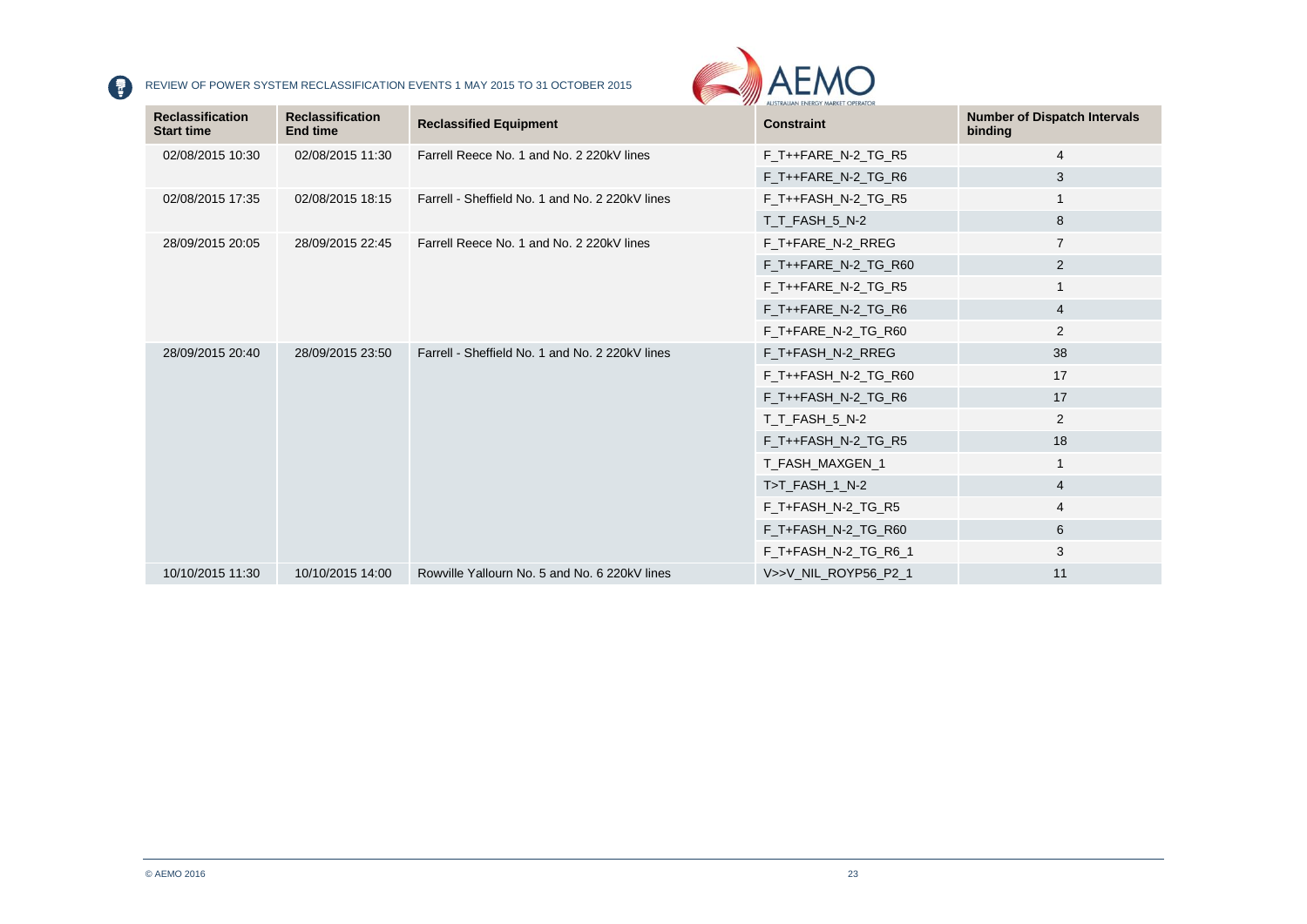| Reclassification Start time | Reclassification End time | Reclassified Equipment | Constraint | Number of Dispatch Intervals binding |
|---|---|---|---|---|
| 02/08/2015 10:30 | 02/08/2015 11:30 | Farrell Reece No. 1 and No. 2 220kV lines | F_T++FARE_N-2_TG_R5 | 4 |
| | | | F_T++FARE_N-2_TG_R6 | 3 |
| 02/08/2015 17:35 | 02/08/2015 18:15 | Farrell - Sheffield No. 1 and No. 2 220kV lines | F_T++FASH_N-2_TG_R5 | 1 |
| | | | T_T_FASH_5_N-2 | 8 |
| 28/09/2015 20:05 | 28/09/2015 22:45 | Farrell Reece No. 1 and No. 2 220kV lines | F_T+FARE_N-2_RREG | 7 |
| | | | F_T++FARE_N-2_TG_R60 | 2 |
| | | | F_T++FARE_N-2_TG_R5 | 1 |
| | | | F_T++FARE_N-2_TG_R6 | 4 |
| | | | F_T+FARE_N-2_TG_R60 | 2 |
| 28/09/2015 20:40 | 28/09/2015 23:50 | Farrell - Sheffield No. 1 and No. 2 220kV lines | F_T+FASH_N-2_RREG | 38 |
| | | | F_T++FASH_N-2_TG_R60 | 17 |
| | | | F_T++FASH_N-2_TG_R6 | 17 |
| | | | T_T_FASH_5_N-2 | 2 |
| | | | F_T++FASH_N-2_TG_R5 | 18 |
| | | | T_FASH_MAXGEN_1 | 1 |
| | | | T>T_FASH_1_N-2 | 4 |
| | | | F_T+FASH_N-2_TG_R5 | 4 |
| | | | F_T+FASH_N-2_TG_R60 | 6 |
| | | | F_T+FASH_N-2_TG_R6_1 | 3 |
| 10/10/2015 11:30 | 10/10/2015 14:00 | Rowville Yallourn No. 5 and No. 6 220kV lines | V>>V_NIL_ROYP56_P2_1 | 11 |